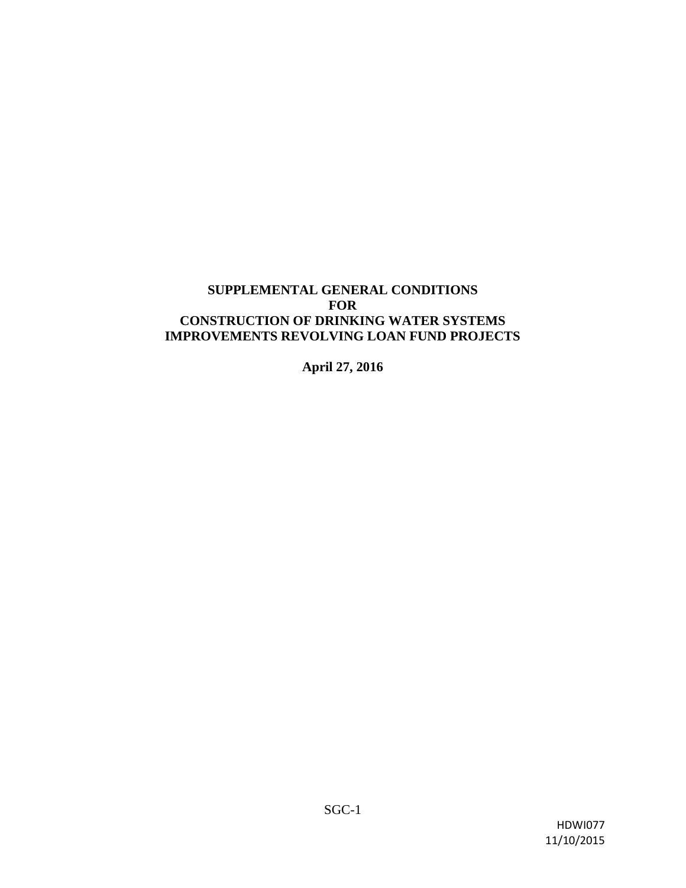# SUPPLEMENTAL GENERAL CONDITIONS FOR CONSTRUCTION OF DRINKING WATER SYSTEMS IMPROVEMENTS REVOLVING LOAN FUND PROJECTS

**April 27, 2016**

HDWI077
11/10/2015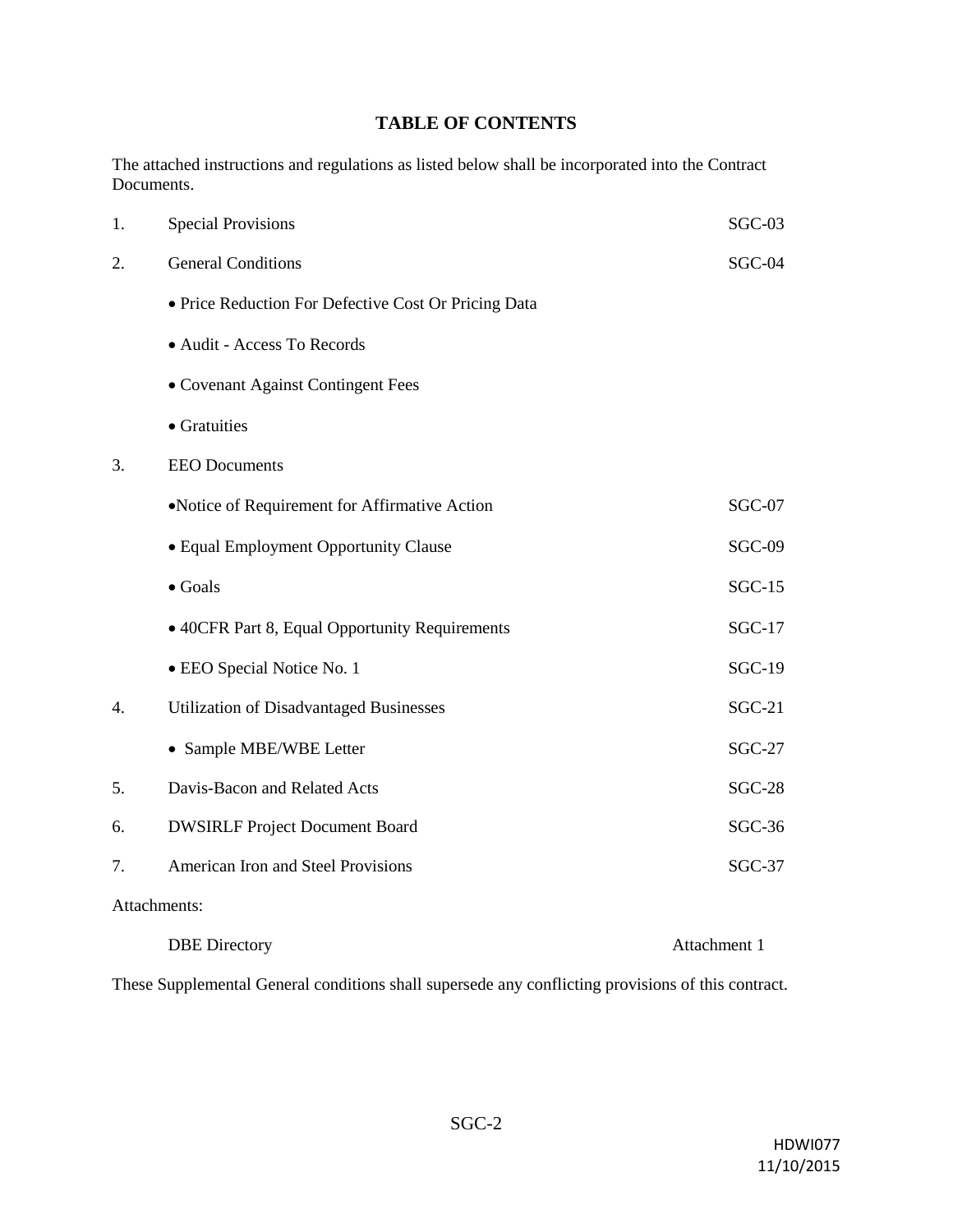# TABLE OF CONTENTS

The attached instructions and regulations as listed below shall be incorporated into the Contract Documents.

| | | |
|---|---|---|
| 1. | Special Provisions | SGC-03 |
| 2. | General Conditions | SGC-04 |
| | • Price Reduction For Defective Cost Or Pricing Data | |
| | • Audit - Access To Records | |
| | • Covenant Against Contingent Fees | |
| | • Gratuities | |
| 3. | EEO Documents | |
| | • Notice of Requirement for Affirmative Action | SGC-07 |
| | • Equal Employment Opportunity Clause | SGC-09 |
| | • Goals | SGC-15 |
| | • 40CFR Part 8, Equal Opportunity Requirements | SGC-17 |
| | • EEO Special Notice No. 1 | SGC-19 |
| 4. | Utilization of Disadvantaged Businesses | SGC-21 |
| | • Sample MBE/WBE Letter | SGC-27 |
| 5. | Davis-Bacon and Related Acts | SGC-28 |
| 6. | DWSIRLF Project Document Board | SGC-36 |
| 7. | American Iron and Steel Provisions | SGC-37 |

Attachments:

| | |
|---|---|
| DBE Directory | Attachment 1 |

These Supplemental General conditions shall supersede any conflicting provisions of this contract.

HDWI077
11/10/2015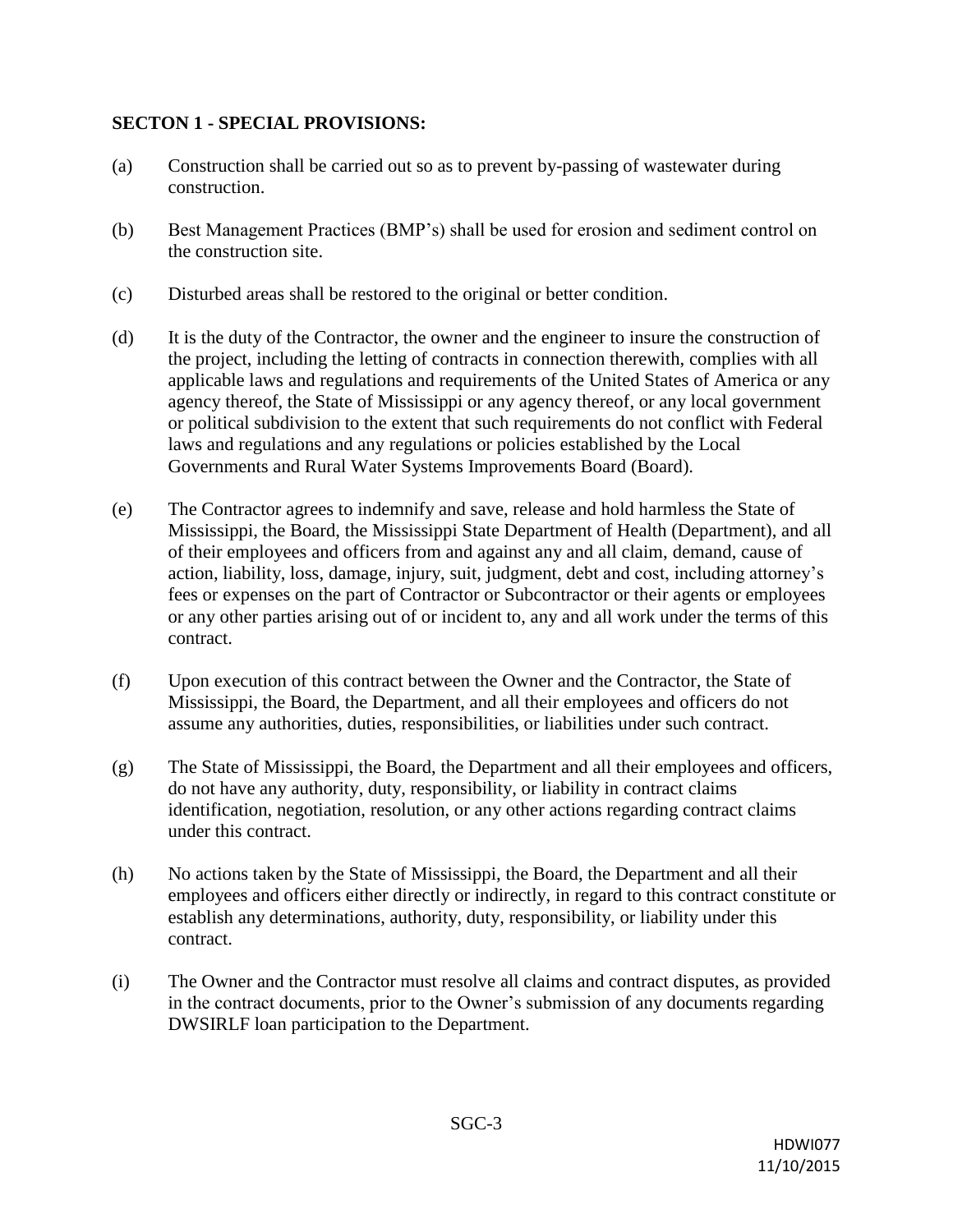**SECTON 1 - SPECIAL PROVISIONS:**

(a) Construction shall be carried out so as to prevent by-passing of wastewater during construction.

(b) Best Management Practices (BMP's) shall be used for erosion and sediment control on the construction site.

(c) Disturbed areas shall be restored to the original or better condition.

(d) It is the duty of the Contractor, the owner and the engineer to insure the construction of the project, including the letting of contracts in connection therewith, complies with all applicable laws and regulations and requirements of the United States of America or any agency thereof, the State of Mississippi or any agency thereof, or any local government or political subdivision to the extent that such requirements do not conflict with Federal laws and regulations and any regulations or policies established by the Local Governments and Rural Water Systems Improvements Board (Board).

(e) The Contractor agrees to indemnify and save, release and hold harmless the State of Mississippi, the Board, the Mississippi State Department of Health (Department), and all of their employees and officers from and against any and all claim, demand, cause of action, liability, loss, damage, injury, suit, judgment, debt and cost, including attorney's fees or expenses on the part of Contractor or Subcontractor or their agents or employees or any other parties arising out of or incident to, any and all work under the terms of this contract.

(f) Upon execution of this contract between the Owner and the Contractor, the State of Mississippi, the Board, the Department, and all their employees and officers do not assume any authorities, duties, responsibilities, or liabilities under such contract.

(g) The State of Mississippi, the Board, the Department and all their employees and officers, do not have any authority, duty, responsibility, or liability in contract claims identification, negotiation, resolution, or any other actions regarding contract claims under this contract.

(h) No actions taken by the State of Mississippi, the Board, the Department and all their employees and officers either directly or indirectly, in regard to this contract constitute or establish any determinations, authority, duty, responsibility, or liability under this contract.

(i) The Owner and the Contractor must resolve all claims and contract disputes, as provided in the contract documents, prior to the Owner's submission of any documents regarding DWSIRLF loan participation to the Department.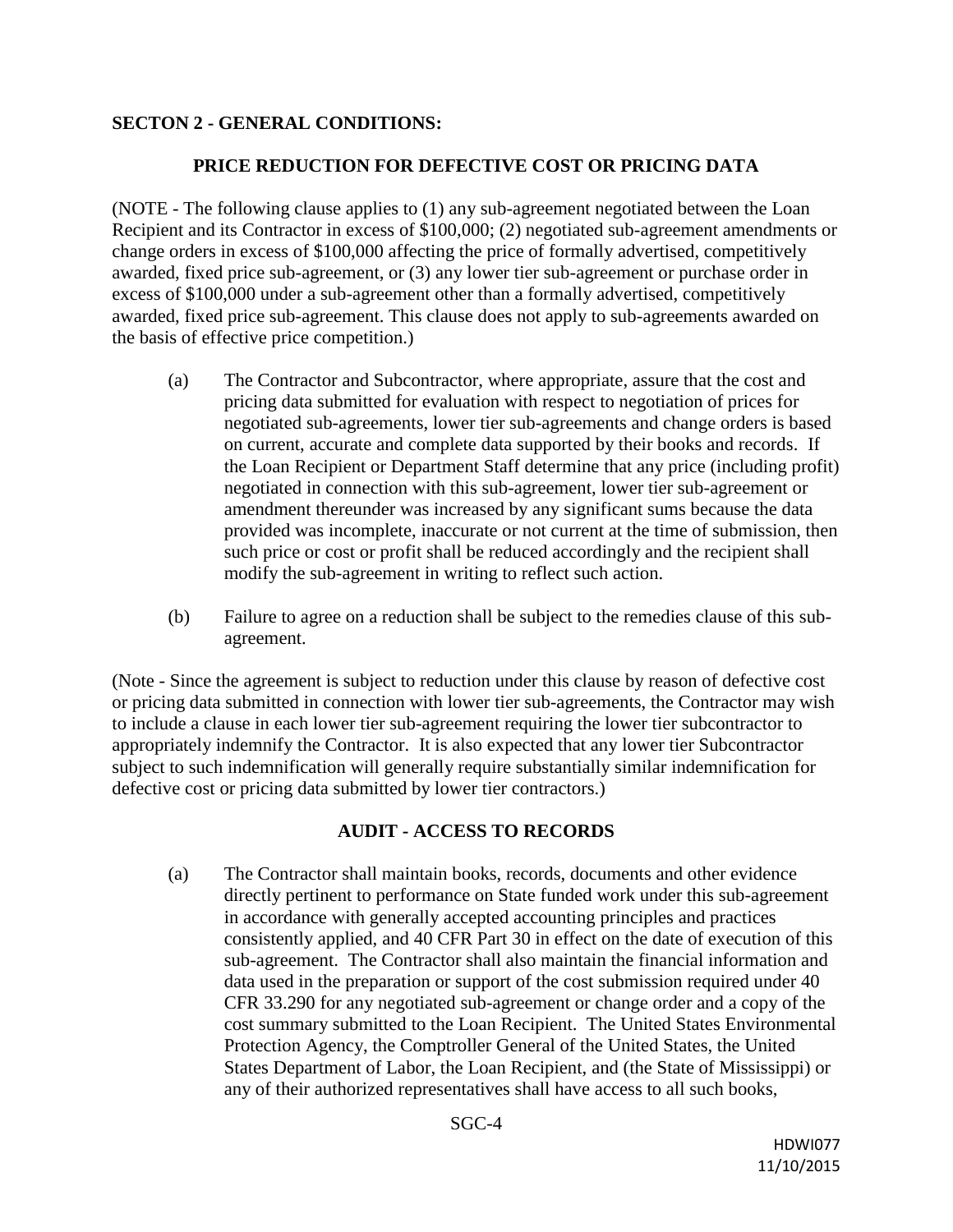**SECTON 2 - GENERAL CONDITIONS:**

**PRICE REDUCTION FOR DEFECTIVE COST OR PRICING DATA**

(NOTE - The following clause applies to (1) any sub-agreement negotiated between the Loan Recipient and its Contractor in excess of $100,000; (2) negotiated sub-agreement amendments or change orders in excess of $100,000 affecting the price of formally advertised, competitively awarded, fixed price sub-agreement, or (3) any lower tier sub-agreement or purchase order in excess of $100,000 under a sub-agreement other than a formally advertised, competitively awarded, fixed price sub-agreement. This clause does not apply to sub-agreements awarded on the basis of effective price competition.)

(a) The Contractor and Subcontractor, where appropriate, assure that the cost and pricing data submitted for evaluation with respect to negotiation of prices for negotiated sub-agreements, lower tier sub-agreements and change orders is based on current, accurate and complete data supported by their books and records. If the Loan Recipient or Department Staff determine that any price (including profit) negotiated in connection with this sub-agreement, lower tier sub-agreement or amendment thereunder was increased by any significant sums because the data provided was incomplete, inaccurate or not current at the time of submission, then such price or cost or profit shall be reduced accordingly and the recipient shall modify the sub-agreement in writing to reflect such action.

(b) Failure to agree on a reduction shall be subject to the remedies clause of this sub-agreement.

(Note - Since the agreement is subject to reduction under this clause by reason of defective cost or pricing data submitted in connection with lower tier sub-agreements, the Contractor may wish to include a clause in each lower tier sub-agreement requiring the lower tier subcontractor to appropriately indemnify the Contractor. It is also expected that any lower tier Subcontractor subject to such indemnification will generally require substantially similar indemnification for defective cost or pricing data submitted by lower tier contractors.)

**AUDIT - ACCESS TO RECORDS**

(a) The Contractor shall maintain books, records, documents and other evidence directly pertinent to performance on State funded work under this sub-agreement in accordance with generally accepted accounting principles and practices consistently applied, and 40 CFR Part 30 in effect on the date of execution of this sub-agreement. The Contractor shall also maintain the financial information and data used in the preparation or support of the cost submission required under 40 CFR 33.290 for any negotiated sub-agreement or change order and a copy of the cost summary submitted to the Loan Recipient. The United States Environmental Protection Agency, the Comptroller General of the United States, the United States Department of Labor, the Loan Recipient, and (the State of Mississippi) or any of their authorized representatives shall have access to all such books,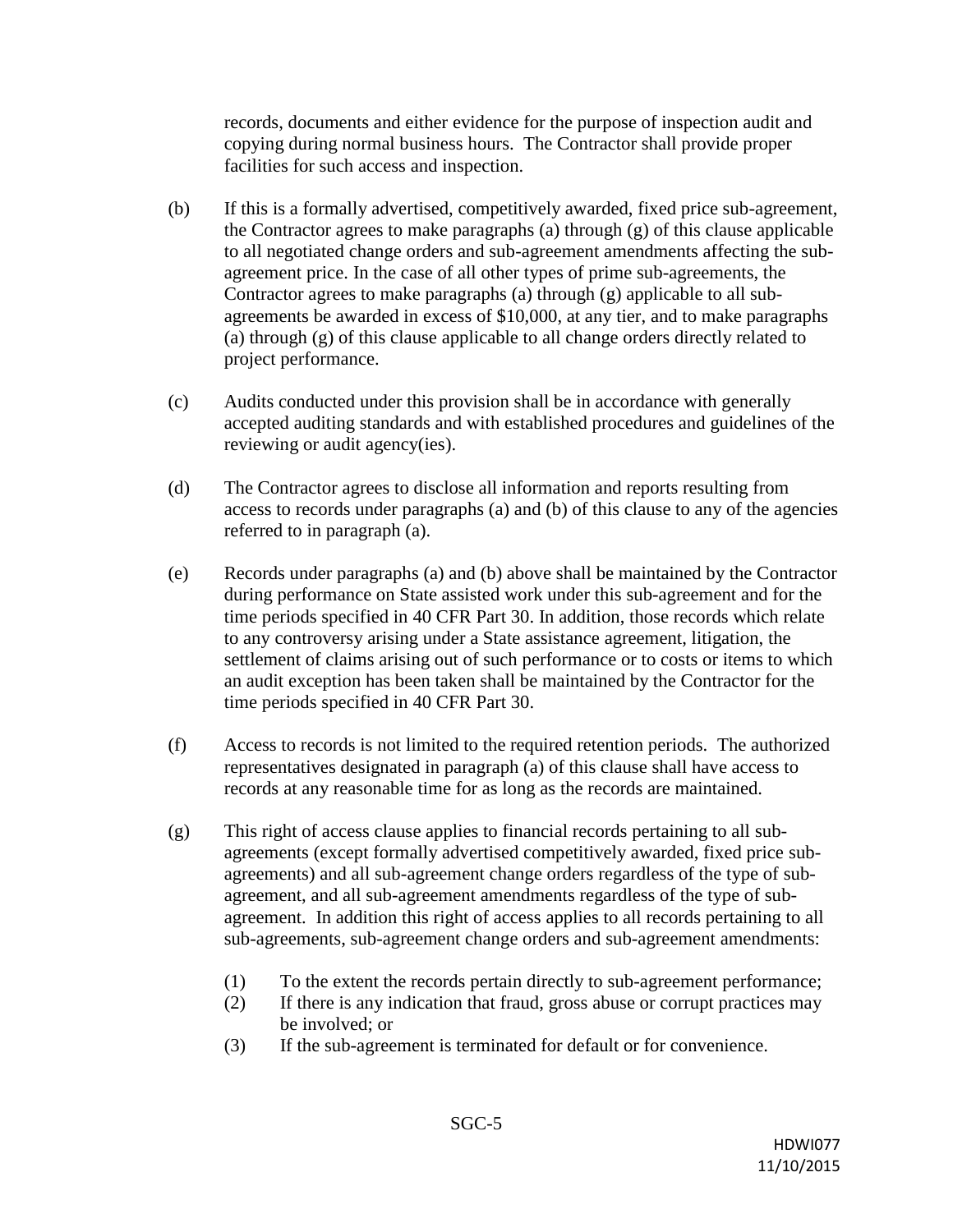records, documents and either evidence for the purpose of inspection audit and copying during normal business hours. The Contractor shall provide proper facilities for such access and inspection.

(b) If this is a formally advertised, competitively awarded, fixed price sub-agreement, the Contractor agrees to make paragraphs (a) through (g) of this clause applicable to all negotiated change orders and sub-agreement amendments affecting the sub-agreement price. In the case of all other types of prime sub-agreements, the Contractor agrees to make paragraphs (a) through (g) applicable to all sub-agreements be awarded in excess of $10,000, at any tier, and to make paragraphs (a) through (g) of this clause applicable to all change orders directly related to project performance.

(c) Audits conducted under this provision shall be in accordance with generally accepted auditing standards and with established procedures and guidelines of the reviewing or audit agency(ies).

(d) The Contractor agrees to disclose all information and reports resulting from access to records under paragraphs (a) and (b) of this clause to any of the agencies referred to in paragraph (a).

(e) Records under paragraphs (a) and (b) above shall be maintained by the Contractor during performance on State assisted work under this sub-agreement and for the time periods specified in 40 CFR Part 30. In addition, those records which relate to any controversy arising under a State assistance agreement, litigation, the settlement of claims arising out of such performance or to costs or items to which an audit exception has been taken shall be maintained by the Contractor for the time periods specified in 40 CFR Part 30.

(f) Access to records is not limited to the required retention periods. The authorized representatives designated in paragraph (a) of this clause shall have access to records at any reasonable time for as long as the records are maintained.

(g) This right of access clause applies to financial records pertaining to all sub-agreements (except formally advertised competitively awarded, fixed price sub-agreements) and all sub-agreement change orders regardless of the type of sub-agreement, and all sub-agreement amendments regardless of the type of sub-agreement. In addition this right of access applies to all records pertaining to all sub-agreements, sub-agreement change orders and sub-agreement amendments:

(1) To the extent the records pertain directly to sub-agreement performance;
(2) If there is any indication that fraud, gross abuse or corrupt practices may be involved; or
(3) If the sub-agreement is terminated for default or for convenience.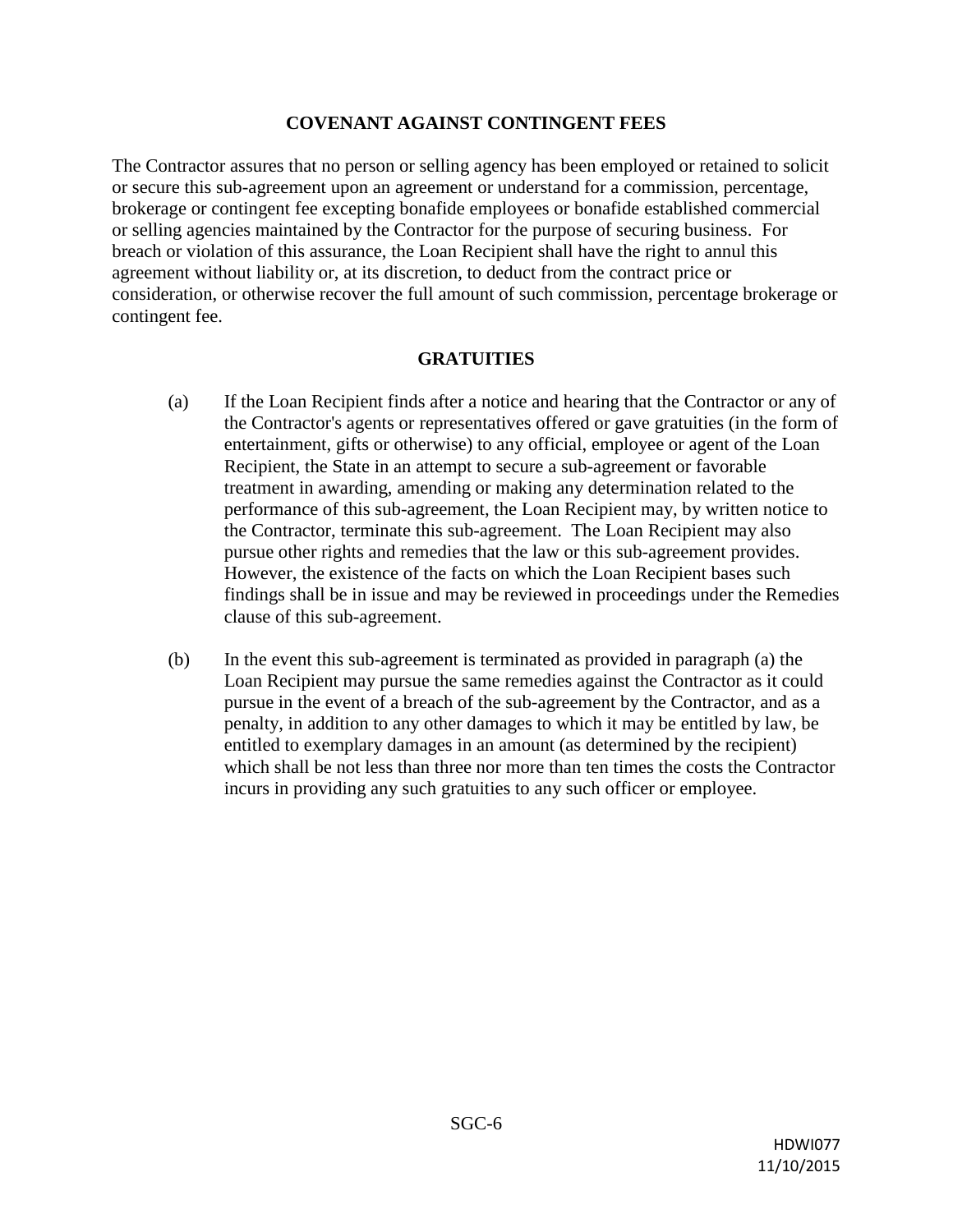## COVENANT AGAINST CONTINGENT FEES

The Contractor assures that no person or selling agency has been employed or retained to solicit or secure this sub-agreement upon an agreement or understand for a commission, percentage, brokerage or contingent fee excepting bonafide employees or bonafide established commercial or selling agencies maintained by the Contractor for the purpose of securing business. For breach or violation of this assurance, the Loan Recipient shall have the right to annul this agreement without liability or, at its discretion, to deduct from the contract price or consideration, or otherwise recover the full amount of such commission, percentage brokerage or contingent fee.

## GRATUITIES

(a) If the Loan Recipient finds after a notice and hearing that the Contractor or any of the Contractor's agents or representatives offered or gave gratuities (in the form of entertainment, gifts or otherwise) to any official, employee or agent of the Loan Recipient, the State in an attempt to secure a sub-agreement or favorable treatment in awarding, amending or making any determination related to the performance of this sub-agreement, the Loan Recipient may, by written notice to the Contractor, terminate this sub-agreement. The Loan Recipient may also pursue other rights and remedies that the law or this sub-agreement provides. However, the existence of the facts on which the Loan Recipient bases such findings shall be in issue and may be reviewed in proceedings under the Remedies clause of this sub-agreement.

(b) In the event this sub-agreement is terminated as provided in paragraph (a) the Loan Recipient may pursue the same remedies against the Contractor as it could pursue in the event of a breach of the sub-agreement by the Contractor, and as a penalty, in addition to any other damages to which it may be entitled by law, be entitled to exemplary damages in an amount (as determined by the recipient) which shall be not less than three nor more than ten times the costs the Contractor incurs in providing any such gratuities to any such officer or employee.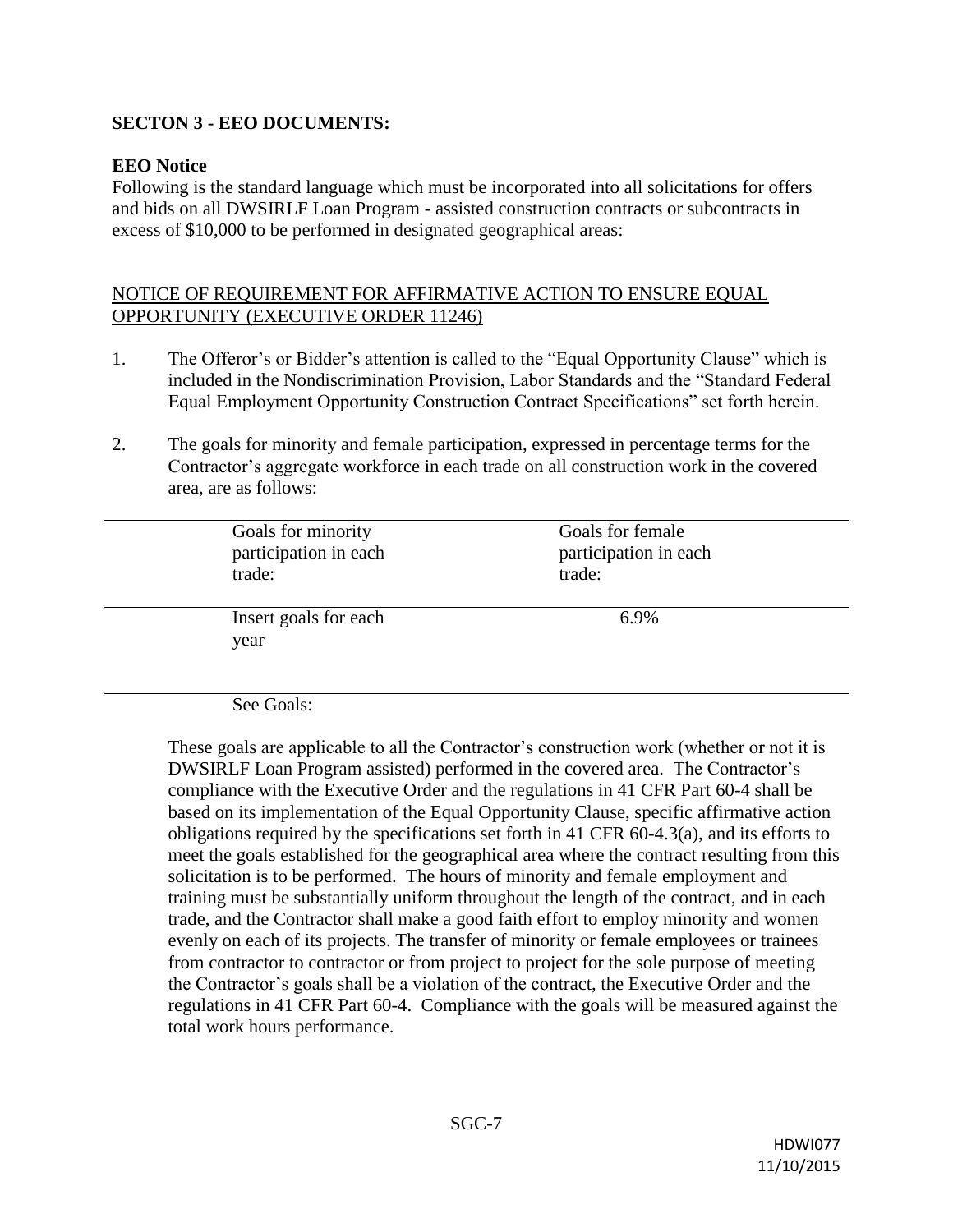**SECTON 3 - EEO DOCUMENTS:**

**EEO Notice**

Following is the standard language which must be incorporated into all solicitations for offers and bids on all DWSIRLF Loan Program - assisted construction contracts or subcontracts in excess of $10,000 to be performed in designated geographical areas:

NOTICE OF REQUIREMENT FOR AFFIRMATIVE ACTION TO ENSURE EQUAL OPPORTUNITY (EXECUTIVE ORDER 11246)

1. The Offeror's or Bidder's attention is called to the "Equal Opportunity Clause" which is included in the Nondiscrimination Provision, Labor Standards and the "Standard Federal Equal Employment Opportunity Construction Contract Specifications" set forth herein.

2. The goals for minority and female participation, expressed in percentage terms for the Contractor's aggregate workforce in each trade on all construction work in the covered area, are as follows:

| Goals for minority participation in each trade: | Goals for female participation in each trade: |
|---|---|
| Insert goals for each year | 6.9% |
| See Goals: | |

These goals are applicable to all the Contractor's construction work (whether or not it is DWSIRLF Loan Program assisted) performed in the covered area. The Contractor's compliance with the Executive Order and the regulations in 41 CFR Part 60-4 shall be based on its implementation of the Equal Opportunity Clause, specific affirmative action obligations required by the specifications set forth in 41 CFR 60-4.3(a), and its efforts to meet the goals established for the geographical area where the contract resulting from this solicitation is to be performed. The hours of minority and female employment and training must be substantially uniform throughout the length of the contract, and in each trade, and the Contractor shall make a good faith effort to employ minority and women evenly on each of its projects. The transfer of minority or female employees or trainees from contractor to contractor or from project to project for the sole purpose of meeting the Contractor's goals shall be a violation of the contract, the Executive Order and the regulations in 41 CFR Part 60-4. Compliance with the goals will be measured against the total work hours performance.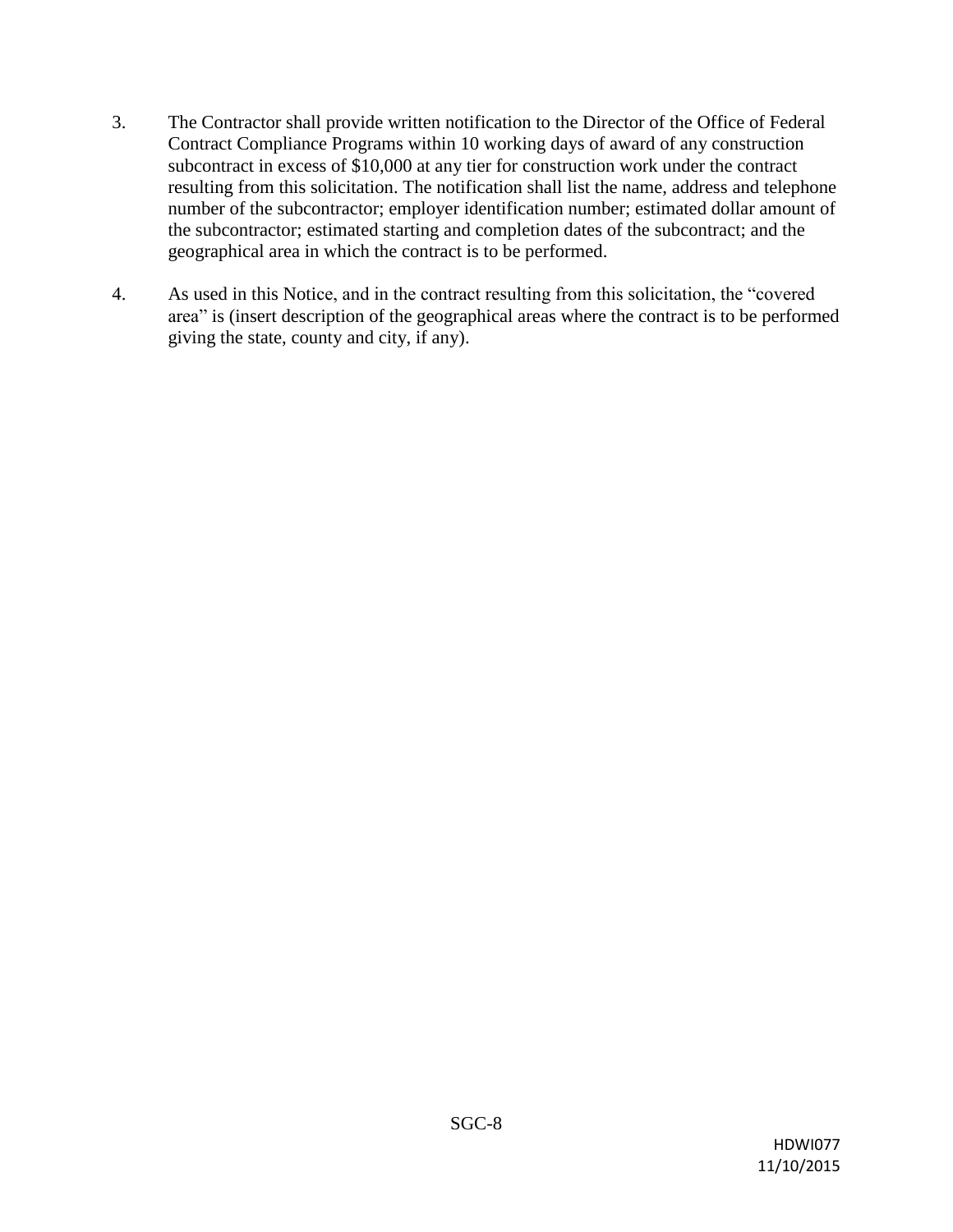3. The Contractor shall provide written notification to the Director of the Office of Federal Contract Compliance Programs within 10 working days of award of any construction subcontract in excess of $10,000 at any tier for construction work under the contract resulting from this solicitation. The notification shall list the name, address and telephone number of the subcontractor; employer identification number; estimated dollar amount of the subcontractor; estimated starting and completion dates of the subcontract; and the geographical area in which the contract is to be performed.

4. As used in this Notice, and in the contract resulting from this solicitation, the "covered area" is (insert description of the geographical areas where the contract is to be performed giving the state, county and city, if any).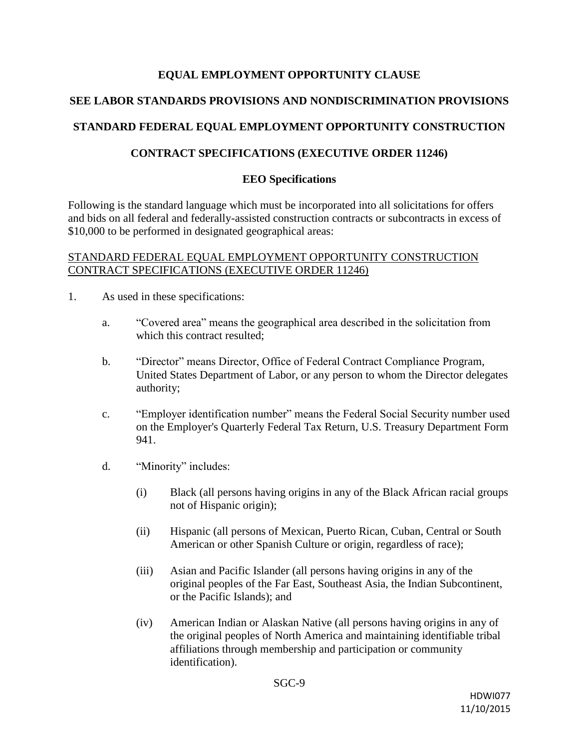**EQUAL EMPLOYMENT OPPORTUNITY CLAUSE**

**SEE LABOR STANDARDS PROVISIONS AND NONDISCRIMINATION PROVISIONS**

**STANDARD FEDERAL EQUAL EMPLOYMENT OPPORTUNITY CONSTRUCTION**

**CONTRACT SPECIFICATIONS (EXECUTIVE ORDER 11246)**

**EEO Specifications**

Following is the standard language which must be incorporated into all solicitations for offers and bids on all federal and federally-assisted construction contracts or subcontracts in excess of $10,000 to be performed in designated geographical areas:

<u>STANDARD FEDERAL EQUAL EMPLOYMENT OPPORTUNITY CONSTRUCTION CONTRACT SPECIFICATIONS (EXECUTIVE ORDER 11246)</u>

1. As used in these specifications:

   a. "Covered area" means the geographical area described in the solicitation from which this contract resulted;

   b. "Director" means Director, Office of Federal Contract Compliance Program, United States Department of Labor, or any person to whom the Director delegates authority;

   c. "Employer identification number" means the Federal Social Security number used on the Employer's Quarterly Federal Tax Return, U.S. Treasury Department Form 941.

   d. "Minority" includes:

      (i) Black (all persons having origins in any of the Black African racial groups not of Hispanic origin);

      (ii) Hispanic (all persons of Mexican, Puerto Rican, Cuban, Central or South American or other Spanish Culture or origin, regardless of race);

      (iii) Asian and Pacific Islander (all persons having origins in any of the original peoples of the Far East, Southeast Asia, the Indian Subcontinent, or the Pacific Islands); and

      (iv) American Indian or Alaskan Native (all persons having origins in any of the original peoples of North America and maintaining identifiable tribal affiliations through membership and participation or community identification).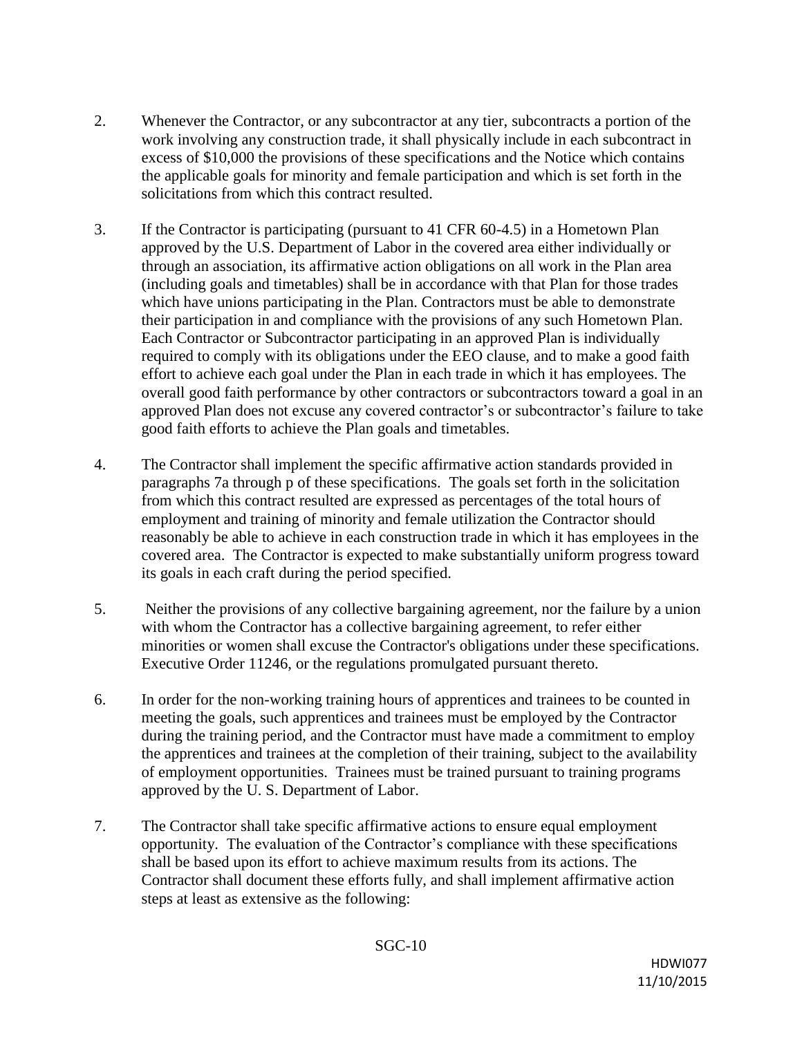2. Whenever the Contractor, or any subcontractor at any tier, subcontracts a portion of the work involving any construction trade, it shall physically include in each subcontract in excess of $10,000 the provisions of these specifications and the Notice which contains the applicable goals for minority and female participation and which is set forth in the solicitations from which this contract resulted.

3. If the Contractor is participating (pursuant to 41 CFR 60-4.5) in a Hometown Plan approved by the U.S. Department of Labor in the covered area either individually or through an association, its affirmative action obligations on all work in the Plan area (including goals and timetables) shall be in accordance with that Plan for those trades which have unions participating in the Plan. Contractors must be able to demonstrate their participation in and compliance with the provisions of any such Hometown Plan. Each Contractor or Subcontractor participating in an approved Plan is individually required to comply with its obligations under the EEO clause, and to make a good faith effort to achieve each goal under the Plan in each trade in which it has employees. The overall good faith performance by other contractors or subcontractors toward a goal in an approved Plan does not excuse any covered contractor's or subcontractor's failure to take good faith efforts to achieve the Plan goals and timetables.

4. The Contractor shall implement the specific affirmative action standards provided in paragraphs 7a through p of these specifications. The goals set forth in the solicitation from which this contract resulted are expressed as percentages of the total hours of employment and training of minority and female utilization the Contractor should reasonably be able to achieve in each construction trade in which it has employees in the covered area. The Contractor is expected to make substantially uniform progress toward its goals in each craft during the period specified.

5. Neither the provisions of any collective bargaining agreement, nor the failure by a union with whom the Contractor has a collective bargaining agreement, to refer either minorities or women shall excuse the Contractor's obligations under these specifications. Executive Order 11246, or the regulations promulgated pursuant thereto.

6. In order for the non-working training hours of apprentices and trainees to be counted in meeting the goals, such apprentices and trainees must be employed by the Contractor during the training period, and the Contractor must have made a commitment to employ the apprentices and trainees at the completion of their training, subject to the availability of employment opportunities. Trainees must be trained pursuant to training programs approved by the U. S. Department of Labor.

7. The Contractor shall take specific affirmative actions to ensure equal employment opportunity. The evaluation of the Contractor's compliance with these specifications shall be based upon its effort to achieve maximum results from its actions. The Contractor shall document these efforts fully, and shall implement affirmative action steps at least as extensive as the following: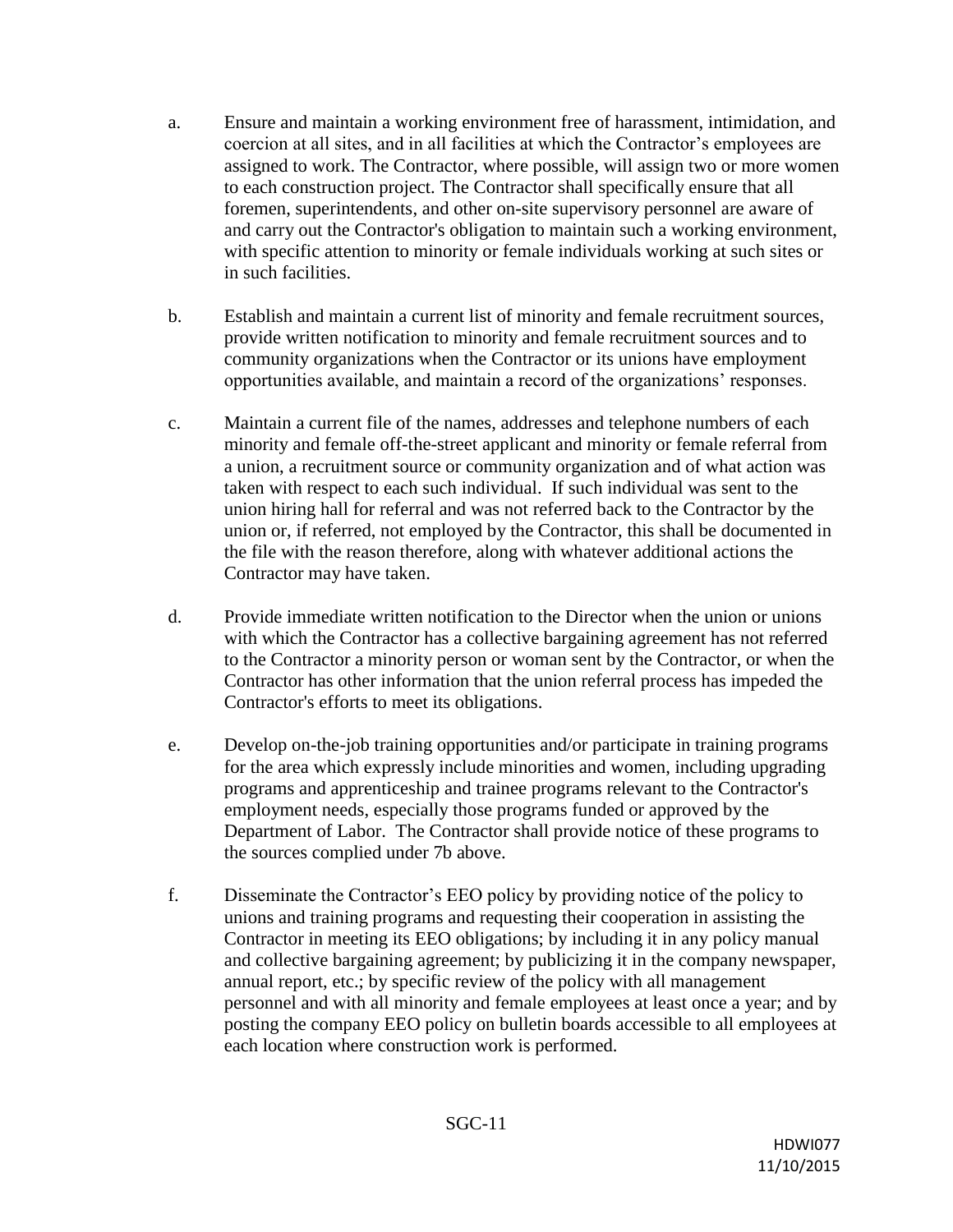a. Ensure and maintain a working environment free of harassment, intimidation, and coercion at all sites, and in all facilities at which the Contractor's employees are assigned to work. The Contractor, where possible, will assign two or more women to each construction project. The Contractor shall specifically ensure that all foremen, superintendents, and other on-site supervisory personnel are aware of and carry out the Contractor's obligation to maintain such a working environment, with specific attention to minority or female individuals working at such sites or in such facilities.

b. Establish and maintain a current list of minority and female recruitment sources, provide written notification to minority and female recruitment sources and to community organizations when the Contractor or its unions have employment opportunities available, and maintain a record of the organizations' responses.

c. Maintain a current file of the names, addresses and telephone numbers of each minority and female off-the-street applicant and minority or female referral from a union, a recruitment source or community organization and of what action was taken with respect to each such individual. If such individual was sent to the union hiring hall for referral and was not referred back to the Contractor by the union or, if referred, not employed by the Contractor, this shall be documented in the file with the reason therefore, along with whatever additional actions the Contractor may have taken.

d. Provide immediate written notification to the Director when the union or unions with which the Contractor has a collective bargaining agreement has not referred to the Contractor a minority person or woman sent by the Contractor, or when the Contractor has other information that the union referral process has impeded the Contractor's efforts to meet its obligations.

e. Develop on-the-job training opportunities and/or participate in training programs for the area which expressly include minorities and women, including upgrading programs and apprenticeship and trainee programs relevant to the Contractor's employment needs, especially those programs funded or approved by the Department of Labor. The Contractor shall provide notice of these programs to the sources complied under 7b above.

f. Disseminate the Contractor's EEO policy by providing notice of the policy to unions and training programs and requesting their cooperation in assisting the Contractor in meeting its EEO obligations; by including it in any policy manual and collective bargaining agreement; by publicizing it in the company newspaper, annual report, etc.; by specific review of the policy with all management personnel and with all minority and female employees at least once a year; and by posting the company EEO policy on bulletin boards accessible to all employees at each location where construction work is performed.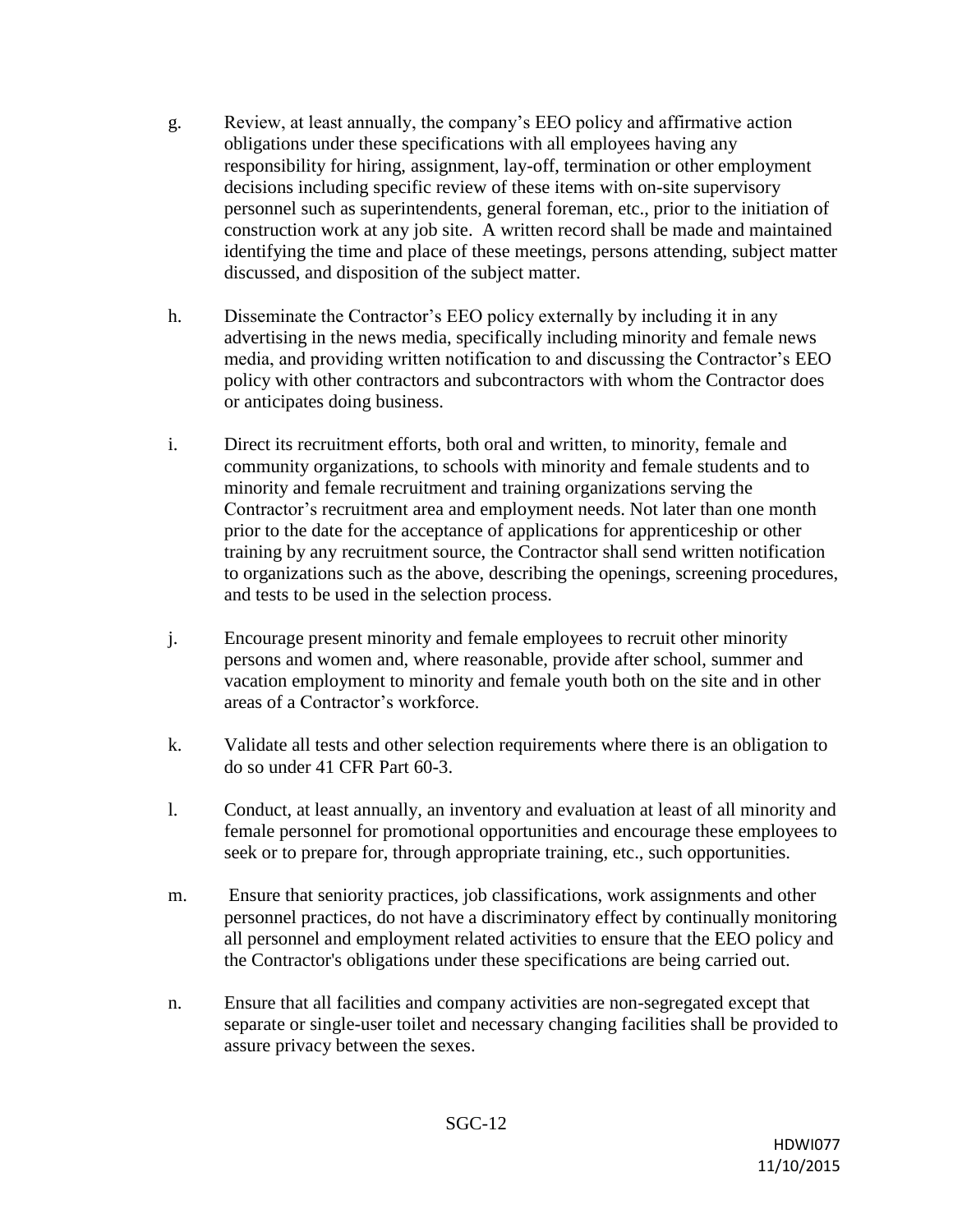g. Review, at least annually, the company's EEO policy and affirmative action obligations under these specifications with all employees having any responsibility for hiring, assignment, lay-off, termination or other employment decisions including specific review of these items with on-site supervisory personnel such as superintendents, general foreman, etc., prior to the initiation of construction work at any job site. A written record shall be made and maintained identifying the time and place of these meetings, persons attending, subject matter discussed, and disposition of the subject matter.

h. Disseminate the Contractor's EEO policy externally by including it in any advertising in the news media, specifically including minority and female news media, and providing written notification to and discussing the Contractor's EEO policy with other contractors and subcontractors with whom the Contractor does or anticipates doing business.

i. Direct its recruitment efforts, both oral and written, to minority, female and community organizations, to schools with minority and female students and to minority and female recruitment and training organizations serving the Contractor's recruitment area and employment needs. Not later than one month prior to the date for the acceptance of applications for apprenticeship or other training by any recruitment source, the Contractor shall send written notification to organizations such as the above, describing the openings, screening procedures, and tests to be used in the selection process.

j. Encourage present minority and female employees to recruit other minority persons and women and, where reasonable, provide after school, summer and vacation employment to minority and female youth both on the site and in other areas of a Contractor's workforce.

k. Validate all tests and other selection requirements where there is an obligation to do so under 41 CFR Part 60-3.

l. Conduct, at least annually, an inventory and evaluation at least of all minority and female personnel for promotional opportunities and encourage these employees to seek or to prepare for, through appropriate training, etc., such opportunities.

m. Ensure that seniority practices, job classifications, work assignments and other personnel practices, do not have a discriminatory effect by continually monitoring all personnel and employment related activities to ensure that the EEO policy and the Contractor's obligations under these specifications are being carried out.

n. Ensure that all facilities and company activities are non-segregated except that separate or single-user toilet and necessary changing facilities shall be provided to assure privacy between the sexes.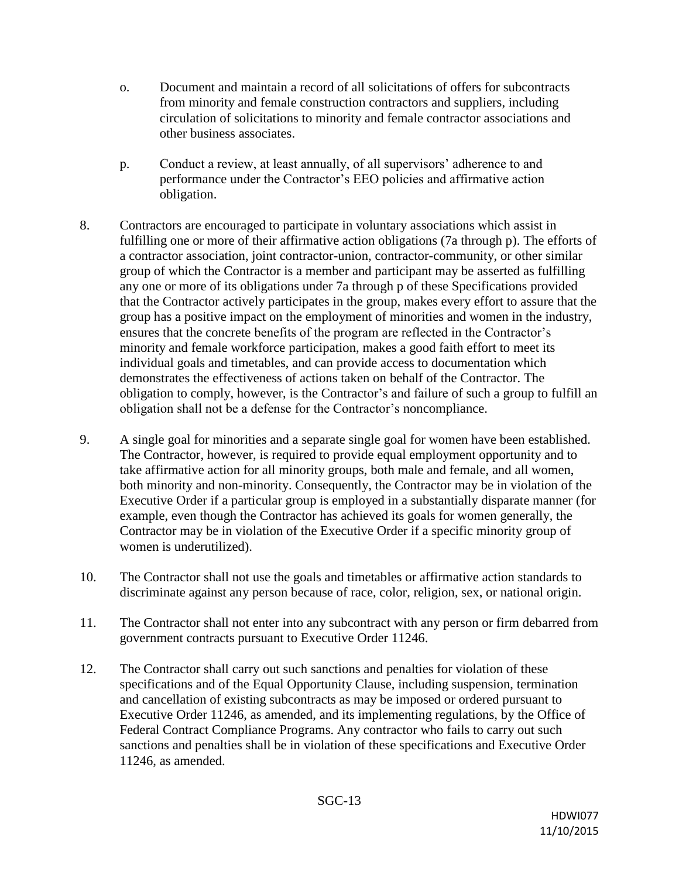o. Document and maintain a record of all solicitations of offers for subcontracts from minority and female construction contractors and suppliers, including circulation of solicitations to minority and female contractor associations and other business associates.

p. Conduct a review, at least annually, of all supervisors' adherence to and performance under the Contractor's EEO policies and affirmative action obligation.

8. Contractors are encouraged to participate in voluntary associations which assist in fulfilling one or more of their affirmative action obligations (7a through p). The efforts of a contractor association, joint contractor-union, contractor-community, or other similar group of which the Contractor is a member and participant may be asserted as fulfilling any one or more of its obligations under 7a through p of these Specifications provided that the Contractor actively participates in the group, makes every effort to assure that the group has a positive impact on the employment of minorities and women in the industry, ensures that the concrete benefits of the program are reflected in the Contractor's minority and female workforce participation, makes a good faith effort to meet its individual goals and timetables, and can provide access to documentation which demonstrates the effectiveness of actions taken on behalf of the Contractor. The obligation to comply, however, is the Contractor's and failure of such a group to fulfill an obligation shall not be a defense for the Contractor's noncompliance.

9. A single goal for minorities and a separate single goal for women have been established. The Contractor, however, is required to provide equal employment opportunity and to take affirmative action for all minority groups, both male and female, and all women, both minority and non-minority. Consequently, the Contractor may be in violation of the Executive Order if a particular group is employed in a substantially disparate manner (for example, even though the Contractor has achieved its goals for women generally, the Contractor may be in violation of the Executive Order if a specific minority group of women is underutilized).

10. The Contractor shall not use the goals and timetables or affirmative action standards to discriminate against any person because of race, color, religion, sex, or national origin.

11. The Contractor shall not enter into any subcontract with any person or firm debarred from government contracts pursuant to Executive Order 11246.

12. The Contractor shall carry out such sanctions and penalties for violation of these specifications and of the Equal Opportunity Clause, including suspension, termination and cancellation of existing subcontracts as may be imposed or ordered pursuant to Executive Order 11246, as amended, and its implementing regulations, by the Office of Federal Contract Compliance Programs. Any contractor who fails to carry out such sanctions and penalties shall be in violation of these specifications and Executive Order 11246, as amended.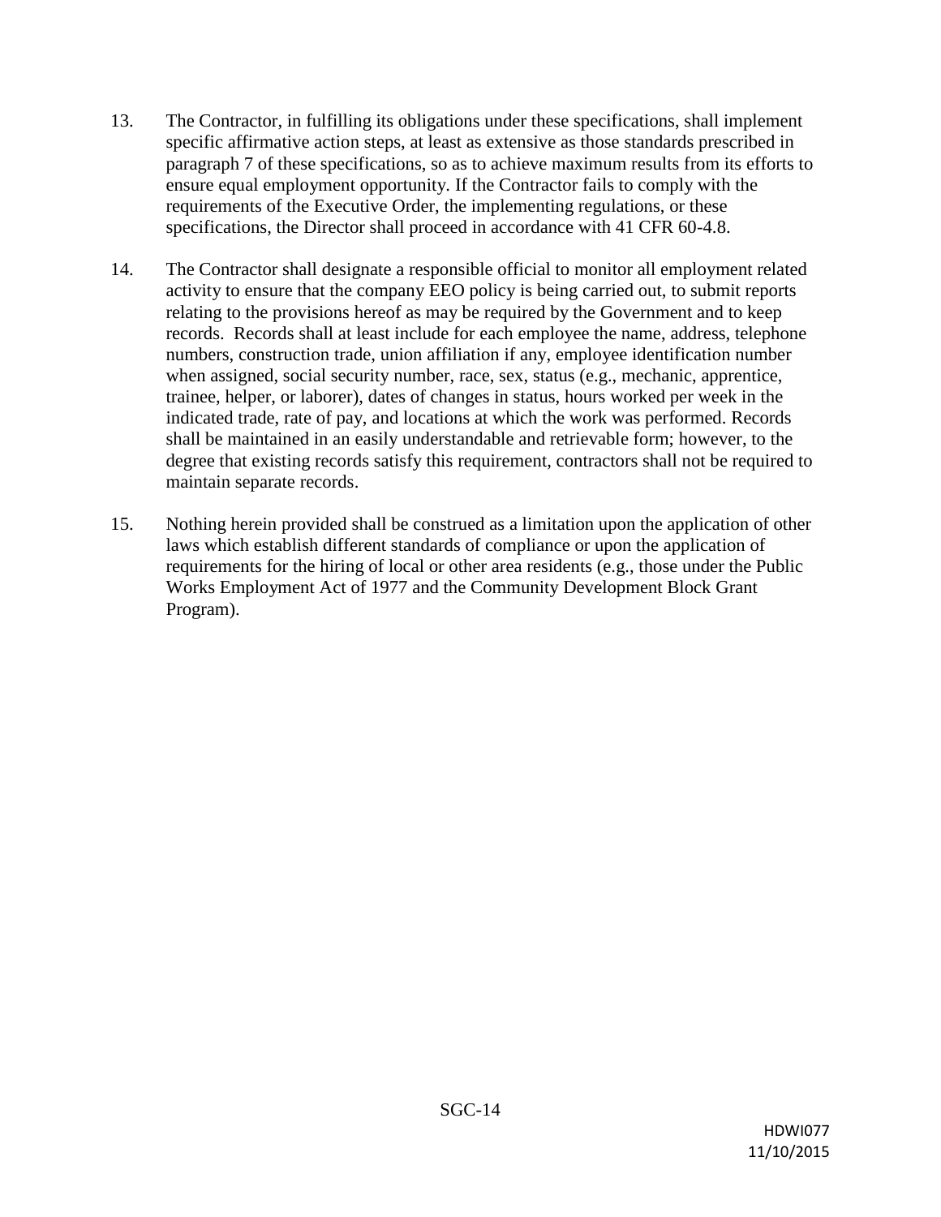13. The Contractor, in fulfilling its obligations under these specifications, shall implement specific affirmative action steps, at least as extensive as those standards prescribed in paragraph 7 of these specifications, so as to achieve maximum results from its efforts to ensure equal employment opportunity. If the Contractor fails to comply with the requirements of the Executive Order, the implementing regulations, or these specifications, the Director shall proceed in accordance with 41 CFR 60-4.8.

14. The Contractor shall designate a responsible official to monitor all employment related activity to ensure that the company EEO policy is being carried out, to submit reports relating to the provisions hereof as may be required by the Government and to keep records. Records shall at least include for each employee the name, address, telephone numbers, construction trade, union affiliation if any, employee identification number when assigned, social security number, race, sex, status (e.g., mechanic, apprentice, trainee, helper, or laborer), dates of changes in status, hours worked per week in the indicated trade, rate of pay, and locations at which the work was performed. Records shall be maintained in an easily understandable and retrievable form; however, to the degree that existing records satisfy this requirement, contractors shall not be required to maintain separate records.

15. Nothing herein provided shall be construed as a limitation upon the application of other laws which establish different standards of compliance or upon the application of requirements for the hiring of local or other area residents (e.g., those under the Public Works Employment Act of 1977 and the Community Development Block Grant Program).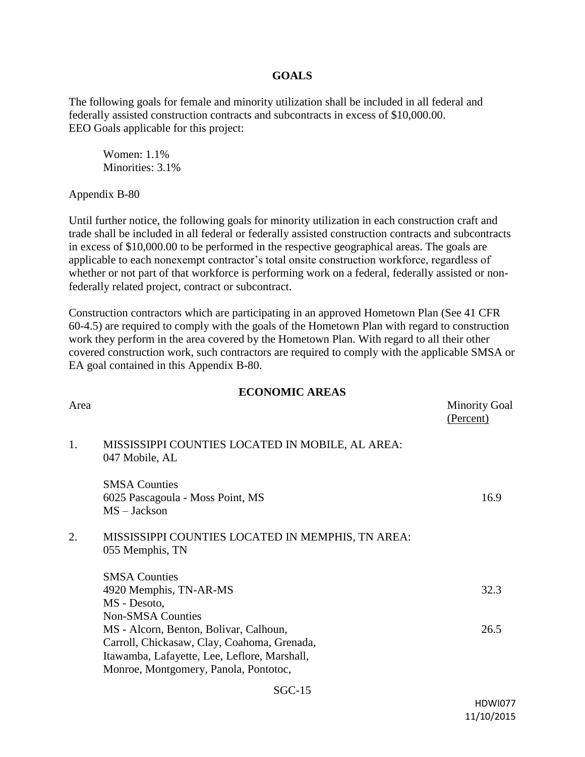## GOALS

The following goals for female and minority utilization shall be included in all federal and federally assisted construction contracts and subcontracts in excess of $10,000.00.
EEO Goals applicable for this project:

Women: 1.1%
Minorities: 3.1%

Appendix B-80

Until further notice, the following goals for minority utilization in each construction craft and trade shall be included in all federal or federally assisted construction contracts and subcontracts in excess of $10,000.00 to be performed in the respective geographical areas. The goals are applicable to each nonexempt contractor's total onsite construction workforce, regardless of whether or not part of that workforce is performing work on a federal, federally assisted or non-federally related project, contract or subcontract.

Construction contractors which are participating in an approved Hometown Plan (See 41 CFR 60-4.5) are required to comply with the goals of the Hometown Plan with regard to construction work they perform in the area covered by the Hometown Plan. With regard to all their other covered construction work, such contractors are required to comply with the applicable SMSA or EA goal contained in this Appendix B-80.

## ECONOMIC AREAS

| Area | | Minority Goal (Percent) |
|---|---|---|
| 1. | MISSISSIPPI COUNTIES LOCATED IN MOBILE, AL AREA: 047 Mobile, AL | |
| | SMSA Counties<br>6025 Pascagoula - Moss Point, MS<br>MS – Jackson | 16.9 |
| 2. | MISSISSIPPI COUNTIES LOCATED IN MEMPHIS, TN AREA: 055 Memphis, TN | |
| | SMSA Counties<br>4920 Memphis, TN-AR-MS<br>MS - Desoto, | 32.3 |
| | Non-SMSA Counties<br>MS - Alcorn, Benton, Bolivar, Calhoun, Carroll, Chickasaw, Clay, Coahoma, Grenada, Itawamba, Lafayette, Lee, Leflore, Marshall, Monroe, Montgomery, Panola, Pontotoc, | 26.5 |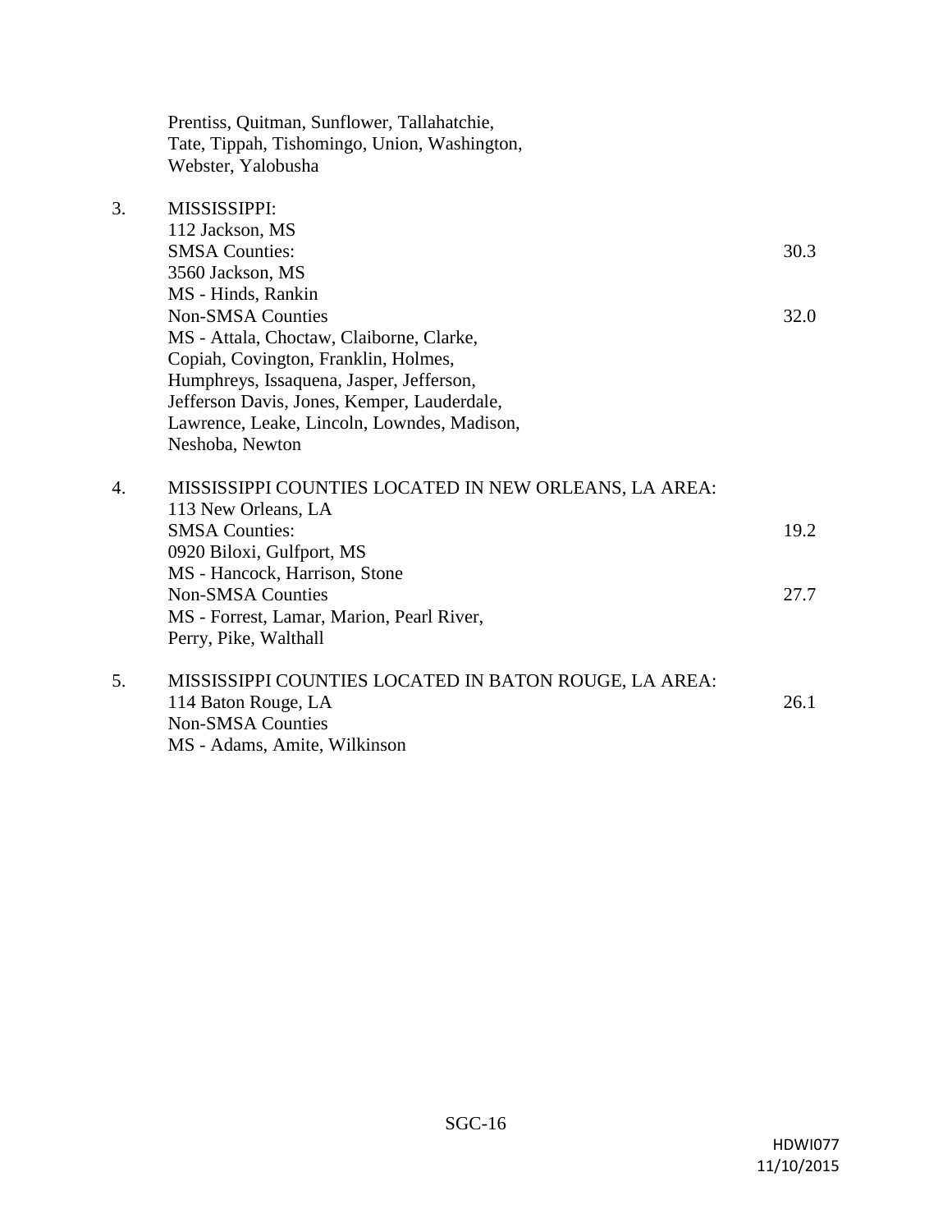Prentiss, Quitman, Sunflower, Tallahatchie, Tate, Tippah, Tishomingo, Union, Washington, Webster, Yalobusha

3. MISSISSIPPI:
   112 Jackson, MS
   SMSA Counties: 30.3
   3560 Jackson, MS
   MS - Hinds, Rankin
   Non-SMSA Counties 32.0
   MS - Attala, Choctaw, Claiborne, Clarke, Copiah, Covington, Franklin, Holmes, Humphreys, Issaquena, Jasper, Jefferson, Jefferson Davis, Jones, Kemper, Lauderdale, Lawrence, Leake, Lincoln, Lowndes, Madison, Neshoba, Newton

4. MISSISSIPPI COUNTIES LOCATED IN NEW ORLEANS, LA AREA:
   113 New Orleans, LA
   SMSA Counties: 19.2
   0920 Biloxi, Gulfport, MS
   MS - Hancock, Harrison, Stone
   Non-SMSA Counties 27.7
   MS - Forrest, Lamar, Marion, Pearl River, Perry, Pike, Walthall

5. MISSISSIPPI COUNTIES LOCATED IN BATON ROUGE, LA AREA:
   114 Baton Rouge, LA 26.1
   Non-SMSA Counties
   MS - Adams, Amite, Wilkinson

HDWI077
11/10/2015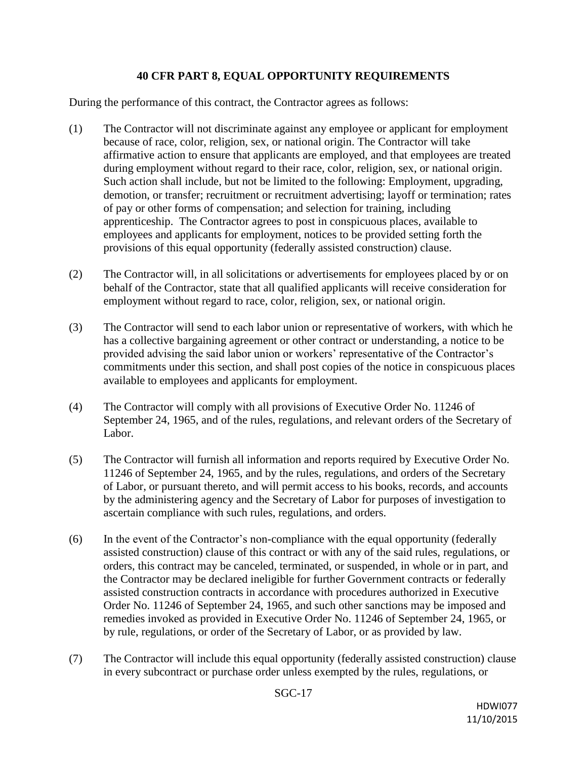## 40 CFR PART 8, EQUAL OPPORTUNITY REQUIREMENTS

During the performance of this contract, the Contractor agrees as follows:

(1) The Contractor will not discriminate against any employee or applicant for employment because of race, color, religion, sex, or national origin. The Contractor will take affirmative action to ensure that applicants are employed, and that employees are treated during employment without regard to their race, color, religion, sex, or national origin. Such action shall include, but not be limited to the following: Employment, upgrading, demotion, or transfer; recruitment or recruitment advertising; layoff or termination; rates of pay or other forms of compensation; and selection for training, including apprenticeship. The Contractor agrees to post in conspicuous places, available to employees and applicants for employment, notices to be provided setting forth the provisions of this equal opportunity (federally assisted construction) clause.

(2) The Contractor will, in all solicitations or advertisements for employees placed by or on behalf of the Contractor, state that all qualified applicants will receive consideration for employment without regard to race, color, religion, sex, or national origin.

(3) The Contractor will send to each labor union or representative of workers, with which he has a collective bargaining agreement or other contract or understanding, a notice to be provided advising the said labor union or workers' representative of the Contractor's commitments under this section, and shall post copies of the notice in conspicuous places available to employees and applicants for employment.

(4) The Contractor will comply with all provisions of Executive Order No. 11246 of September 24, 1965, and of the rules, regulations, and relevant orders of the Secretary of Labor.

(5) The Contractor will furnish all information and reports required by Executive Order No. 11246 of September 24, 1965, and by the rules, regulations, and orders of the Secretary of Labor, or pursuant thereto, and will permit access to his books, records, and accounts by the administering agency and the Secretary of Labor for purposes of investigation to ascertain compliance with such rules, regulations, and orders.

(6) In the event of the Contractor's non-compliance with the equal opportunity (federally assisted construction) clause of this contract or with any of the said rules, regulations, or orders, this contract may be canceled, terminated, or suspended, in whole or in part, and the Contractor may be declared ineligible for further Government contracts or federally assisted construction contracts in accordance with procedures authorized in Executive Order No. 11246 of September 24, 1965, and such other sanctions may be imposed and remedies invoked as provided in Executive Order No. 11246 of September 24, 1965, or by rule, regulations, or order of the Secretary of Labor, or as provided by law.

(7) The Contractor will include this equal opportunity (federally assisted construction) clause in every subcontract or purchase order unless exempted by the rules, regulations, or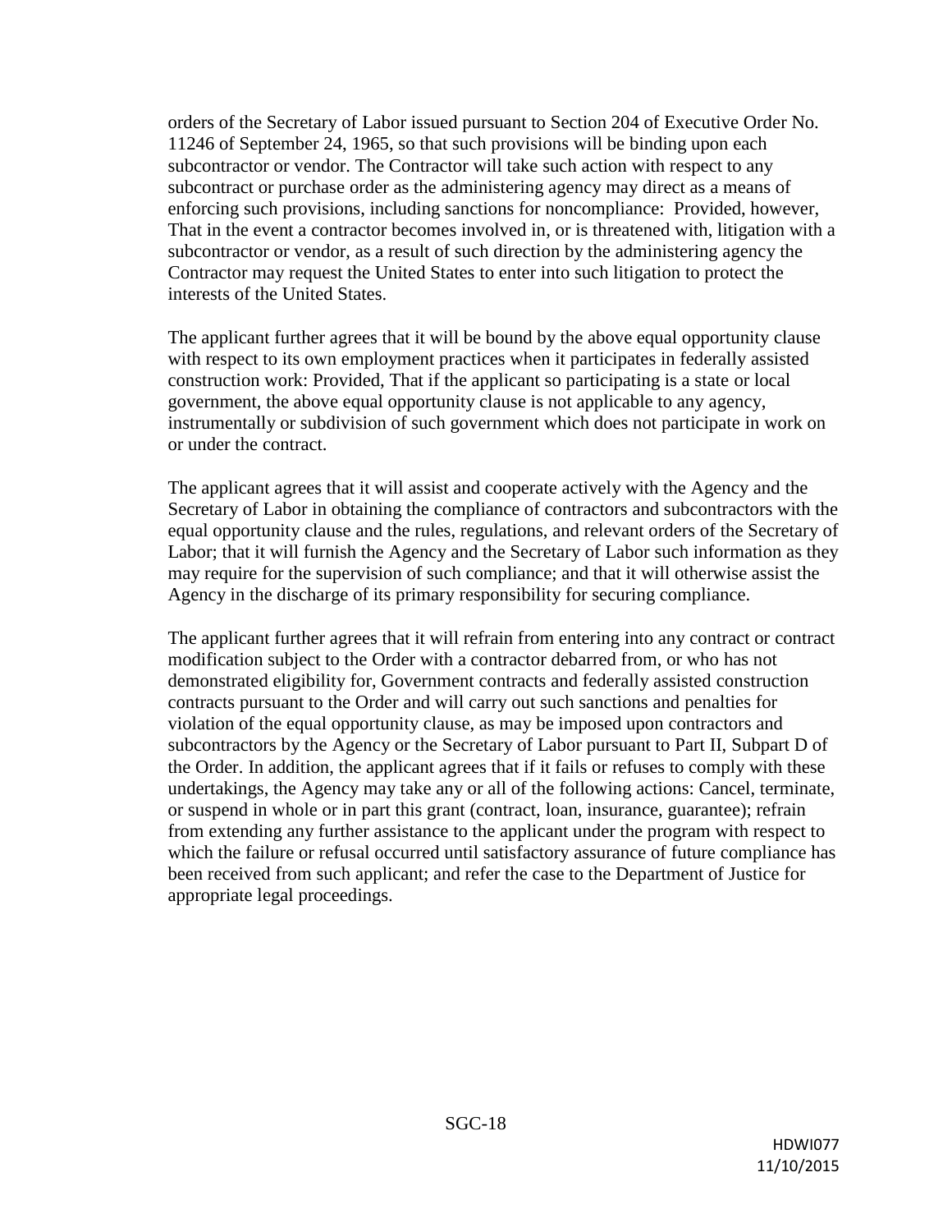orders of the Secretary of Labor issued pursuant to Section 204 of Executive Order No. 11246 of September 24, 1965, so that such provisions will be binding upon each subcontractor or vendor. The Contractor will take such action with respect to any subcontract or purchase order as the administering agency may direct as a means of enforcing such provisions, including sanctions for noncompliance: Provided, however, That in the event a contractor becomes involved in, or is threatened with, litigation with a subcontractor or vendor, as a result of such direction by the administering agency the Contractor may request the United States to enter into such litigation to protect the interests of the United States.

The applicant further agrees that it will be bound by the above equal opportunity clause with respect to its own employment practices when it participates in federally assisted construction work: Provided, That if the applicant so participating is a state or local government, the above equal opportunity clause is not applicable to any agency, instrumentally or subdivision of such government which does not participate in work on or under the contract.

The applicant agrees that it will assist and cooperate actively with the Agency and the Secretary of Labor in obtaining the compliance of contractors and subcontractors with the equal opportunity clause and the rules, regulations, and relevant orders of the Secretary of Labor; that it will furnish the Agency and the Secretary of Labor such information as they may require for the supervision of such compliance; and that it will otherwise assist the Agency in the discharge of its primary responsibility for securing compliance.

The applicant further agrees that it will refrain from entering into any contract or contract modification subject to the Order with a contractor debarred from, or who has not demonstrated eligibility for, Government contracts and federally assisted construction contracts pursuant to the Order and will carry out such sanctions and penalties for violation of the equal opportunity clause, as may be imposed upon contractors and subcontractors by the Agency or the Secretary of Labor pursuant to Part II, Subpart D of the Order. In addition, the applicant agrees that if it fails or refuses to comply with these undertakings, the Agency may take any or all of the following actions: Cancel, terminate, or suspend in whole or in part this grant (contract, loan, insurance, guarantee); refrain from extending any further assistance to the applicant under the program with respect to which the failure or refusal occurred until satisfactory assurance of future compliance has been received from such applicant; and refer the case to the Department of Justice for appropriate legal proceedings.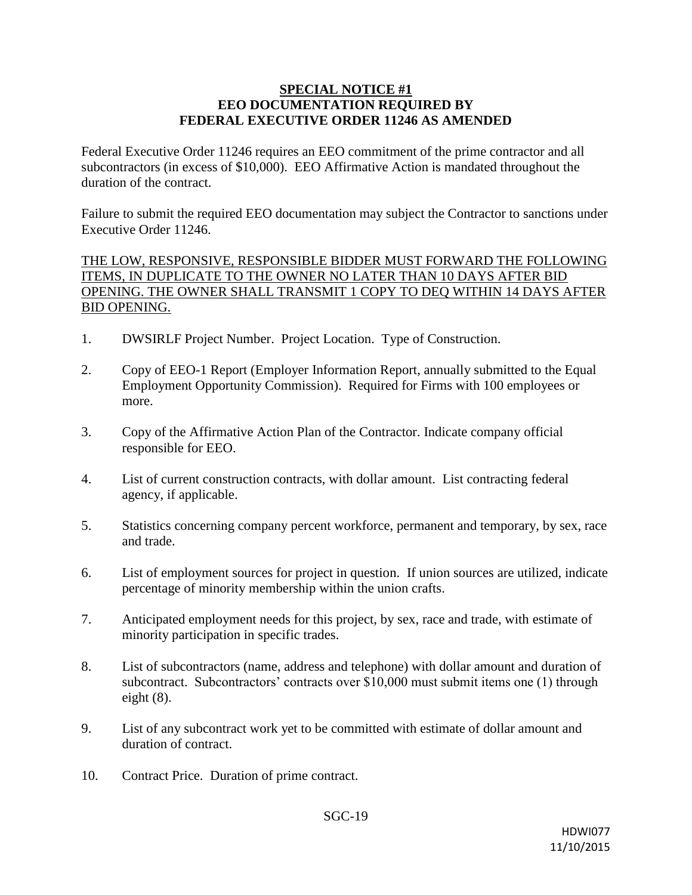## SPECIAL NOTICE #1
## EEO DOCUMENTATION REQUIRED BY FEDERAL EXECUTIVE ORDER 11246 AS AMENDED

Federal Executive Order 11246 requires an EEO commitment of the prime contractor and all subcontractors (in excess of $10,000). EEO Affirmative Action is mandated throughout the duration of the contract.

Failure to submit the required EEO documentation may subject the Contractor to sanctions under Executive Order 11246.

<u>THE LOW, RESPONSIVE, RESPONSIBLE BIDDER MUST FORWARD THE FOLLOWING ITEMS, IN DUPLICATE TO THE OWNER NO LATER THAN 10 DAYS AFTER BID OPENING. THE OWNER SHALL TRANSMIT 1 COPY TO DEQ WITHIN 14 DAYS AFTER BID OPENING.</u>

1. DWSIRLF Project Number. Project Location. Type of Construction.
2. Copy of EEO-1 Report (Employer Information Report, annually submitted to the Equal Employment Opportunity Commission). Required for Firms with 100 employees or more.
3. Copy of the Affirmative Action Plan of the Contractor. Indicate company official responsible for EEO.
4. List of current construction contracts, with dollar amount. List contracting federal agency, if applicable.
5. Statistics concerning company percent workforce, permanent and temporary, by sex, race and trade.
6. List of employment sources for project in question. If union sources are utilized, indicate percentage of minority membership within the union crafts.
7. Anticipated employment needs for this project, by sex, race and trade, with estimate of minority participation in specific trades.
8. List of subcontractors (name, address and telephone) with dollar amount and duration of subcontract. Subcontractors' contracts over $10,000 must submit items one (1) through eight (8).
9. List of any subcontract work yet to be committed with estimate of dollar amount and duration of contract.
10. Contract Price. Duration of prime contract.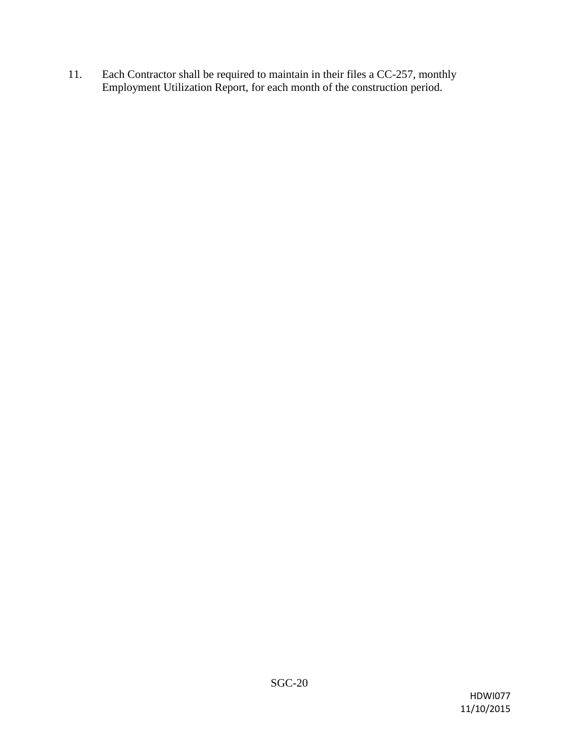11. Each Contractor shall be required to maintain in their files a CC-257, monthly Employment Utilization Report, for each month of the construction period.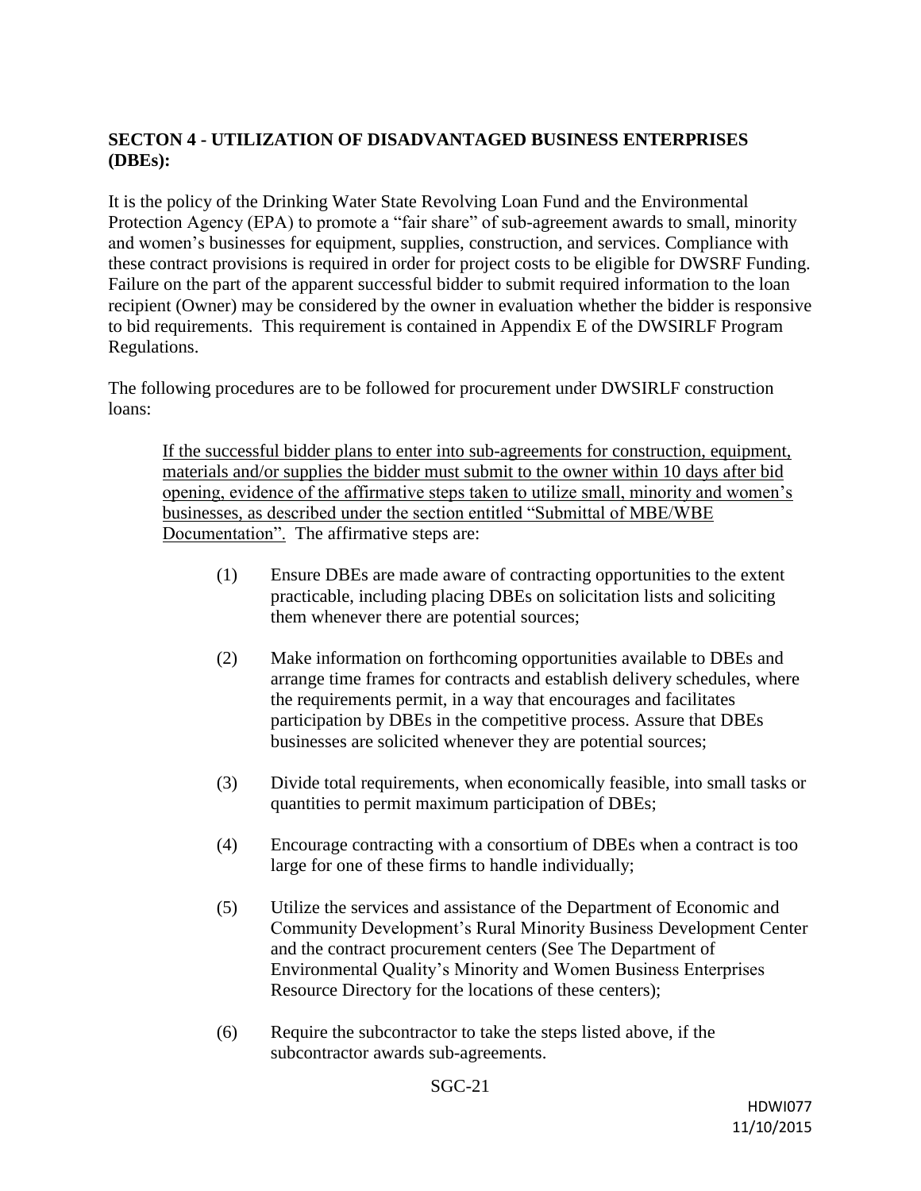**SECTON 4 - UTILIZATION OF DISADVANTAGED BUSINESS ENTERPRISES (DBEs):**

It is the policy of the Drinking Water State Revolving Loan Fund and the Environmental Protection Agency (EPA) to promote a "fair share" of sub-agreement awards to small, minority and women's businesses for equipment, supplies, construction, and services. Compliance with these contract provisions is required in order for project costs to be eligible for DWSRF Funding. Failure on the part of the apparent successful bidder to submit required information to the loan recipient (Owner) may be considered by the owner in evaluation whether the bidder is responsive to bid requirements. This requirement is contained in Appendix E of the DWSIRLF Program Regulations.

The following procedures are to be followed for procurement under DWSIRLF construction loans:

> <u>If the successful bidder plans to enter into sub-agreements for construction, equipment, materials and/or supplies the bidder must submit to the owner within 10 days after bid opening, evidence of the affirmative steps taken to utilize small, minority and women's businesses, as described under the section entitled "Submittal of MBE/WBE Documentation".</u> The affirmative steps are:
>
> (1) Ensure DBEs are made aware of contracting opportunities to the extent practicable, including placing DBEs on solicitation lists and soliciting them whenever there are potential sources;
>
> (2) Make information on forthcoming opportunities available to DBEs and arrange time frames for contracts and establish delivery schedules, where the requirements permit, in a way that encourages and facilitates participation by DBEs in the competitive process. Assure that DBEs businesses are solicited whenever they are potential sources;
>
> (3) Divide total requirements, when economically feasible, into small tasks or quantities to permit maximum participation of DBEs;
>
> (4) Encourage contracting with a consortium of DBEs when a contract is too large for one of these firms to handle individually;
>
> (5) Utilize the services and assistance of the Department of Economic and Community Development's Rural Minority Business Development Center and the contract procurement centers (See The Department of Environmental Quality's Minority and Women Business Enterprises Resource Directory for the locations of these centers);
>
> (6) Require the subcontractor to take the steps listed above, if the subcontractor awards sub-agreements.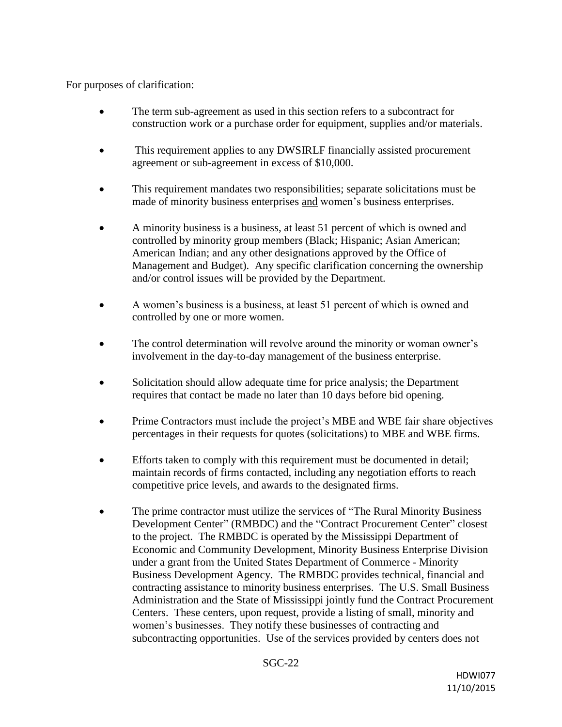For purposes of clarification:

- The term sub-agreement as used in this section refers to a subcontract for construction work or a purchase order for equipment, supplies and/or materials.
- This requirement applies to any DWSIRLF financially assisted procurement agreement or sub-agreement in excess of $10,000.
- This requirement mandates two responsibilities; separate solicitations must be made of minority business enterprises <u>and</u> women's business enterprises.
- A minority business is a business, at least 51 percent of which is owned and controlled by minority group members (Black; Hispanic; Asian American; American Indian; and any other designations approved by the Office of Management and Budget). Any specific clarification concerning the ownership and/or control issues will be provided by the Department.
- A women's business is a business, at least 51 percent of which is owned and controlled by one or more women.
- The control determination will revolve around the minority or woman owner's involvement in the day-to-day management of the business enterprise.
- Solicitation should allow adequate time for price analysis; the Department requires that contact be made no later than 10 days before bid opening.
- Prime Contractors must include the project's MBE and WBE fair share objectives percentages in their requests for quotes (solicitations) to MBE and WBE firms.
- Efforts taken to comply with this requirement must be documented in detail; maintain records of firms contacted, including any negotiation efforts to reach competitive price levels, and awards to the designated firms.
- The prime contractor must utilize the services of "The Rural Minority Business Development Center" (RMBDC) and the "Contract Procurement Center" closest to the project. The RMBDC is operated by the Mississippi Department of Economic and Community Development, Minority Business Enterprise Division under a grant from the United States Department of Commerce - Minority Business Development Agency. The RMBDC provides technical, financial and contracting assistance to minority business enterprises. The U.S. Small Business Administration and the State of Mississippi jointly fund the Contract Procurement Centers. These centers, upon request, provide a listing of small, minority and women's businesses. They notify these businesses of contracting and subcontracting opportunities. Use of the services provided by centers does not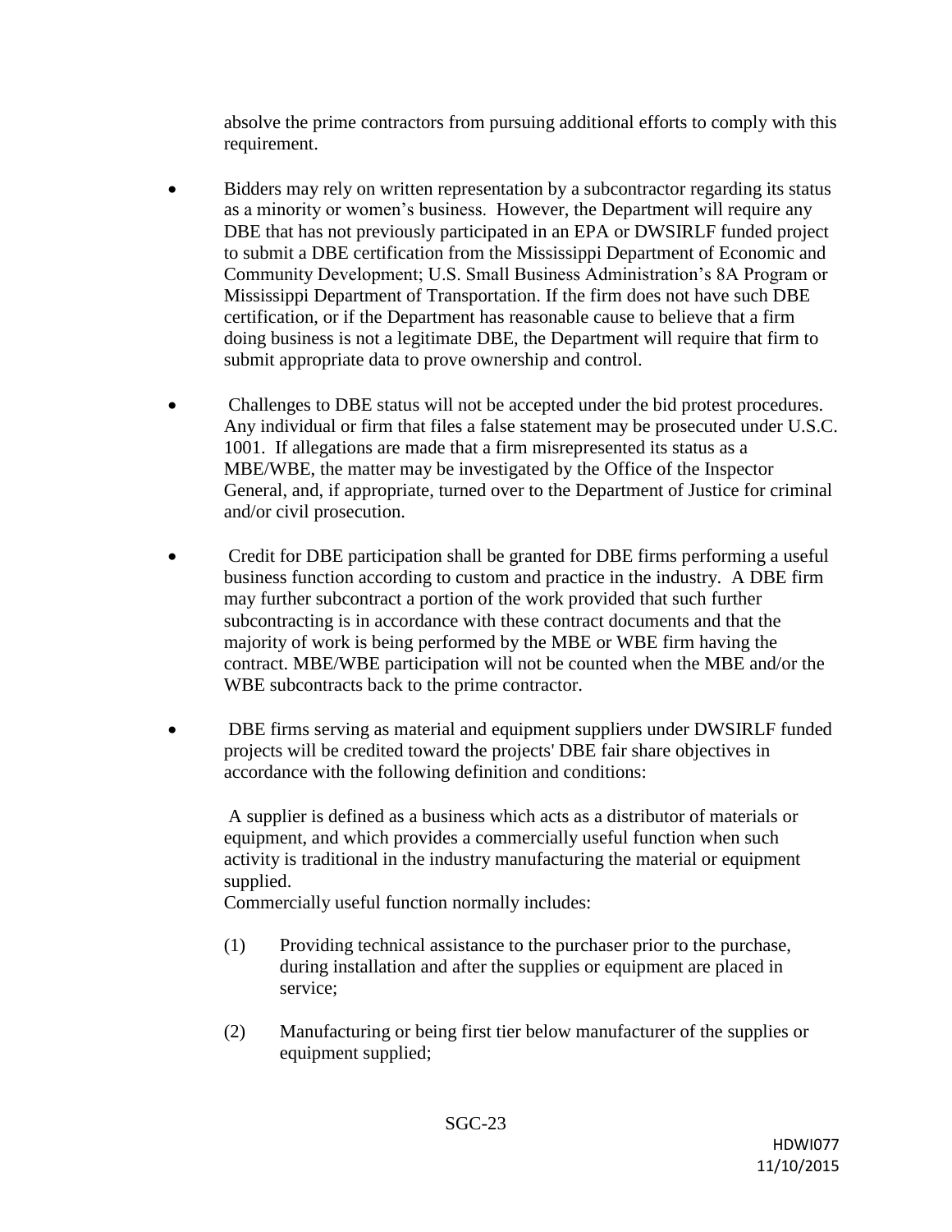absolve the prime contractors from pursuing additional efforts to comply with this requirement.

- Bidders may rely on written representation by a subcontractor regarding its status as a minority or women's business. However, the Department will require any DBE that has not previously participated in an EPA or DWSIRLF funded project to submit a DBE certification from the Mississippi Department of Economic and Community Development; U.S. Small Business Administration's 8A Program or Mississippi Department of Transportation. If the firm does not have such DBE certification, or if the Department has reasonable cause to believe that a firm doing business is not a legitimate DBE, the Department will require that firm to submit appropriate data to prove ownership and control.

- Challenges to DBE status will not be accepted under the bid protest procedures. Any individual or firm that files a false statement may be prosecuted under U.S.C. 1001. If allegations are made that a firm misrepresented its status as a MBE/WBE, the matter may be investigated by the Office of the Inspector General, and, if appropriate, turned over to the Department of Justice for criminal and/or civil prosecution.

- Credit for DBE participation shall be granted for DBE firms performing a useful business function according to custom and practice in the industry. A DBE firm may further subcontract a portion of the work provided that such further subcontracting is in accordance with these contract documents and that the majority of work is being performed by the MBE or WBE firm having the contract. MBE/WBE participation will not be counted when the MBE and/or the WBE subcontracts back to the prime contractor.

- DBE firms serving as material and equipment suppliers under DWSIRLF funded projects will be credited toward the projects' DBE fair share objectives in accordance with the following definition and conditions:

  A supplier is defined as a business which acts as a distributor of materials or equipment, and which provides a commercially useful function when such activity is traditional in the industry manufacturing the material or equipment supplied.
  Commercially useful function normally includes:

  (1) Providing technical assistance to the purchaser prior to the purchase, during installation and after the supplies or equipment are placed in service;

  (2) Manufacturing or being first tier below manufacturer of the supplies or equipment supplied;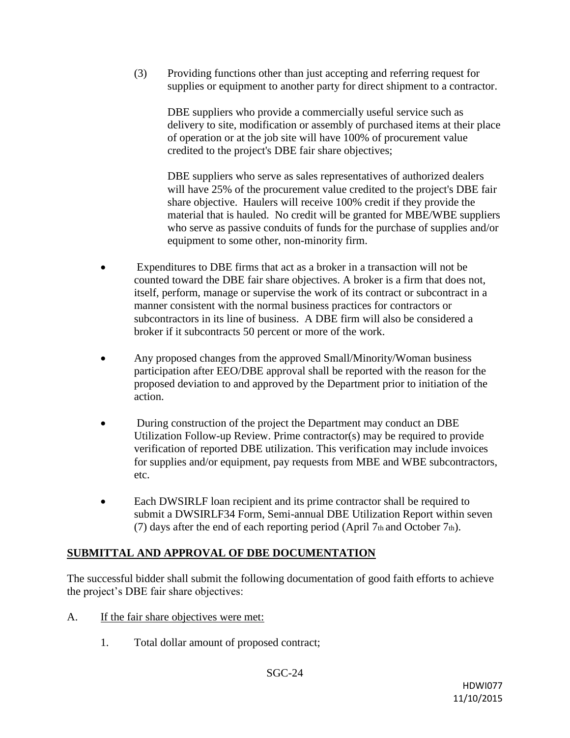(3) Providing functions other than just accepting and referring request for supplies or equipment to another party for direct shipment to a contractor.

DBE suppliers who provide a commercially useful service such as delivery to site, modification or assembly of purchased items at their place of operation or at the job site will have 100% of procurement value credited to the project's DBE fair share objectives;

DBE suppliers who serve as sales representatives of authorized dealers will have 25% of the procurement value credited to the project's DBE fair share objective. Haulers will receive 100% credit if they provide the material that is hauled. No credit will be granted for MBE/WBE suppliers who serve as passive conduits of funds for the purchase of supplies and/or equipment to some other, non-minority firm.

- Expenditures to DBE firms that act as a broker in a transaction will not be counted toward the DBE fair share objectives. A broker is a firm that does not, itself, perform, manage or supervise the work of its contract or subcontract in a manner consistent with the normal business practices for contractors or subcontractors in its line of business. A DBE firm will also be considered a broker if it subcontracts 50 percent or more of the work.

- Any proposed changes from the approved Small/Minority/Woman business participation after EEO/DBE approval shall be reported with the reason for the proposed deviation to and approved by the Department prior to initiation of the action.

- During construction of the project the Department may conduct an DBE Utilization Follow-up Review. Prime contractor(s) may be required to provide verification of reported DBE utilization. This verification may include invoices for supplies and/or equipment, pay requests from MBE and WBE subcontractors, etc.

- Each DWSIRLF loan recipient and its prime contractor shall be required to submit a DWSIRLF34 Form, Semi-annual DBE Utilization Report within seven (7) days after the end of each reporting period (April 7th and October 7th).

## SUBMITTAL AND APPROVAL OF DBE DOCUMENTATION

The successful bidder shall submit the following documentation of good faith efforts to achieve the project's DBE fair share objectives:

A. If the fair share objectives were met:

1. Total dollar amount of proposed contract;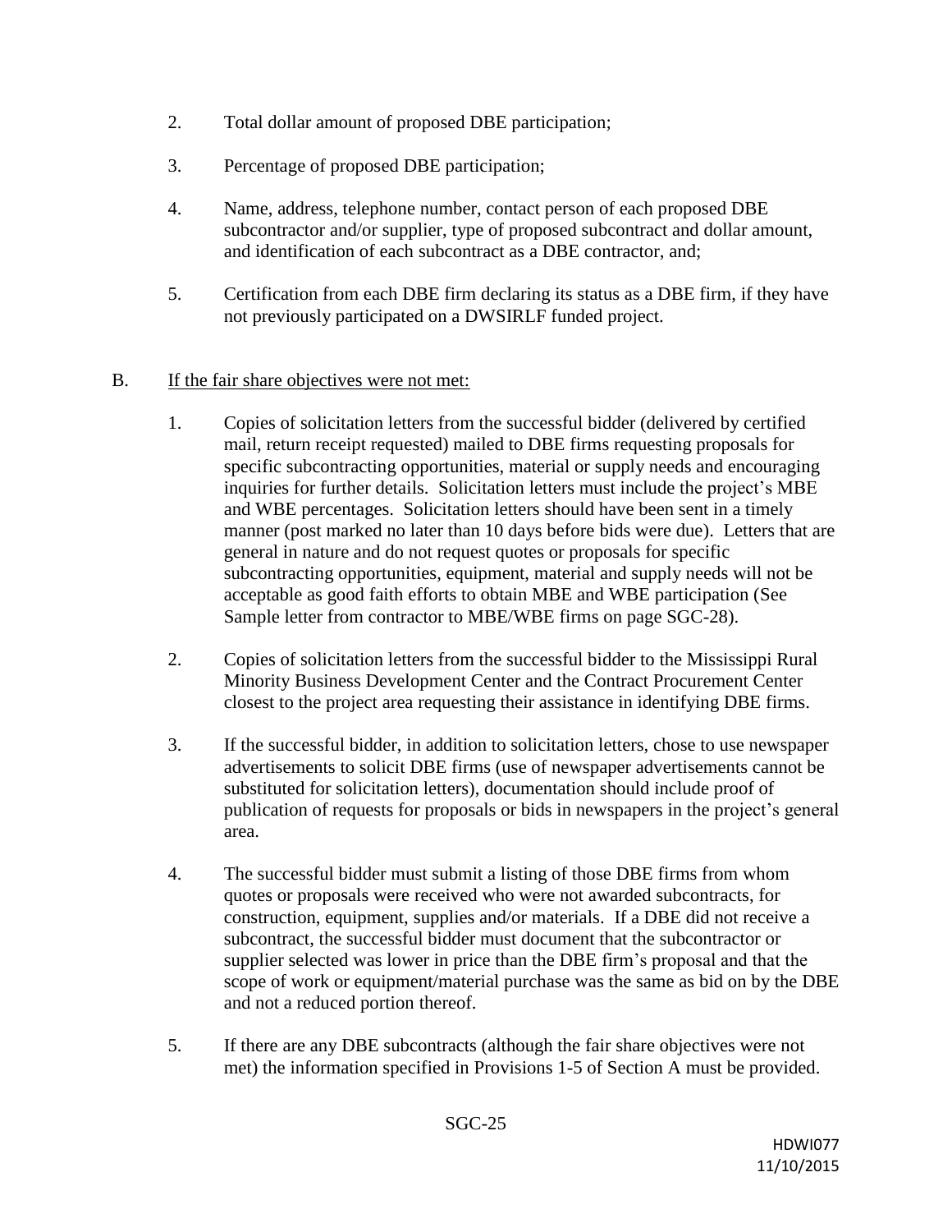2. Total dollar amount of proposed DBE participation;

3. Percentage of proposed DBE participation;

4. Name, address, telephone number, contact person of each proposed DBE subcontractor and/or supplier, type of proposed subcontract and dollar amount, and identification of each subcontract as a DBE contractor, and;

5. Certification from each DBE firm declaring its status as a DBE firm, if they have not previously participated on a DWSIRLF funded project.

B. <u>If the fair share objectives were not met:</u>

1. Copies of solicitation letters from the successful bidder (delivered by certified mail, return receipt requested) mailed to DBE firms requesting proposals for specific subcontracting opportunities, material or supply needs and encouraging inquiries for further details. Solicitation letters must include the project's MBE and WBE percentages. Solicitation letters should have been sent in a timely manner (post marked no later than 10 days before bids were due). Letters that are general in nature and do not request quotes or proposals for specific subcontracting opportunities, equipment, material and supply needs will not be acceptable as good faith efforts to obtain MBE and WBE participation (See Sample letter from contractor to MBE/WBE firms on page SGC-28).

2. Copies of solicitation letters from the successful bidder to the Mississippi Rural Minority Business Development Center and the Contract Procurement Center closest to the project area requesting their assistance in identifying DBE firms.

3. If the successful bidder, in addition to solicitation letters, chose to use newspaper advertisements to solicit DBE firms (use of newspaper advertisements cannot be substituted for solicitation letters), documentation should include proof of publication of requests for proposals or bids in newspapers in the project's general area.

4. The successful bidder must submit a listing of those DBE firms from whom quotes or proposals were received who were not awarded subcontracts, for construction, equipment, supplies and/or materials. If a DBE did not receive a subcontract, the successful bidder must document that the subcontractor or supplier selected was lower in price than the DBE firm's proposal and that the scope of work or equipment/material purchase was the same as bid on by the DBE and not a reduced portion thereof.

5. If there are any DBE subcontracts (although the fair share objectives were not met) the information specified in Provisions 1-5 of Section A must be provided.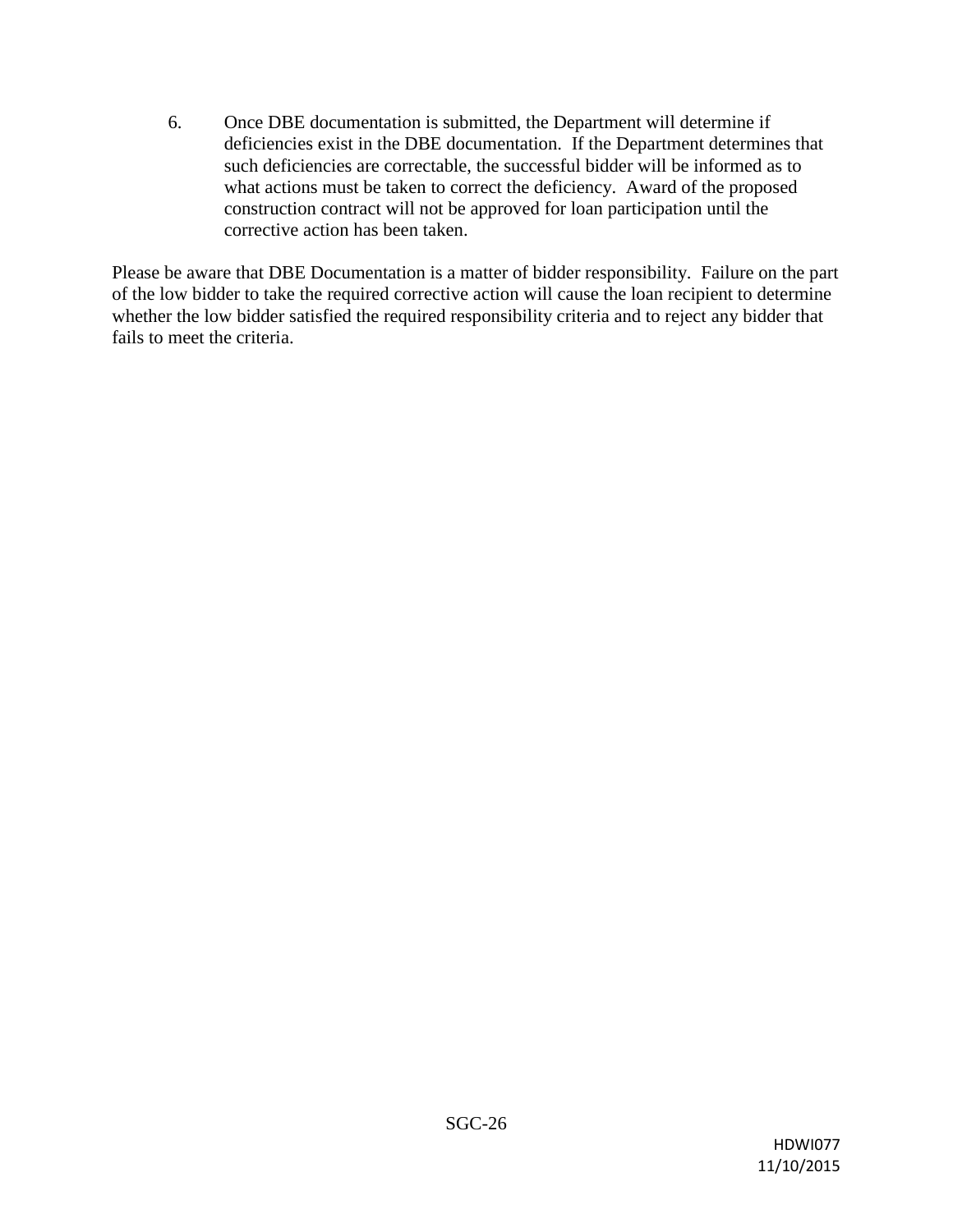6. Once DBE documentation is submitted, the Department will determine if deficiencies exist in the DBE documentation. If the Department determines that such deficiencies are correctable, the successful bidder will be informed as to what actions must be taken to correct the deficiency. Award of the proposed construction contract will not be approved for loan participation until the corrective action has been taken.

Please be aware that DBE Documentation is a matter of bidder responsibility. Failure on the part of the low bidder to take the required corrective action will cause the loan recipient to determine whether the low bidder satisfied the required responsibility criteria and to reject any bidder that fails to meet the criteria.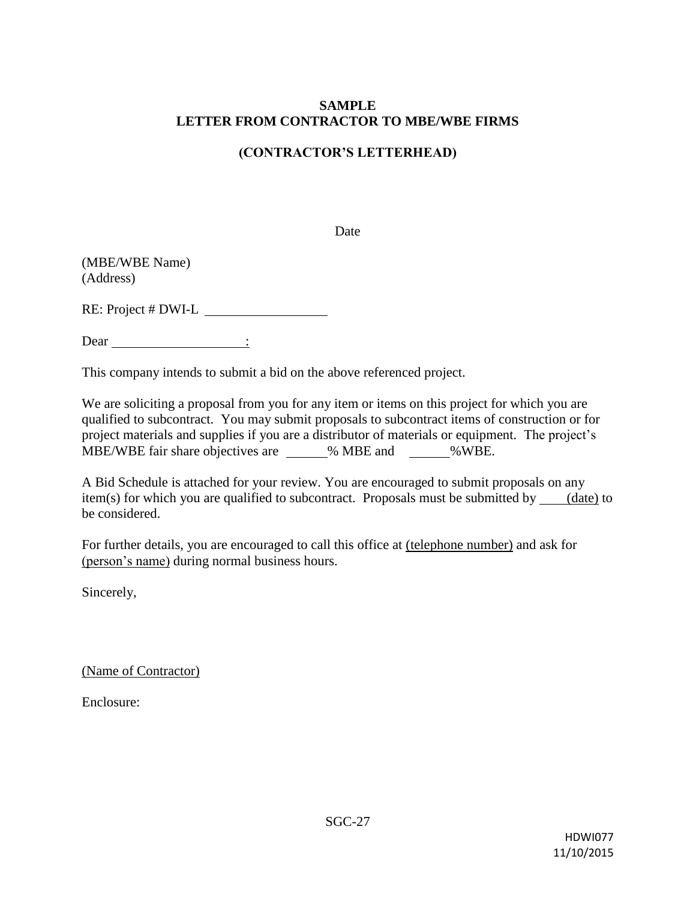**SAMPLE**
**LETTER FROM CONTRACTOR TO MBE/WBE FIRMS**

**(CONTRACTOR'S LETTERHEAD)**

Date

(MBE/WBE Name)
(Address)

RE: Project # DWI-L ______________

Dear ________________:

This company intends to submit a bid on the above referenced project.

We are soliciting a proposal from you for any item or items on this project for which you are qualified to subcontract. You may submit proposals to subcontract items of construction or for project materials and supplies if you are a distributor of materials or equipment. The project's MBE/WBE fair share objectives are ______% MBE and ______%WBE.

A Bid Schedule is attached for your review. You are encouraged to submit proposals on any item(s) for which you are qualified to subcontract. Proposals must be submitted by ____(date) to be considered.

For further details, you are encouraged to call this office at (telephone number) and ask for (person's name) during normal business hours.

Sincerely,

(Name of Contractor)

Enclosure:

SGC-27

HDWI077
11/10/2015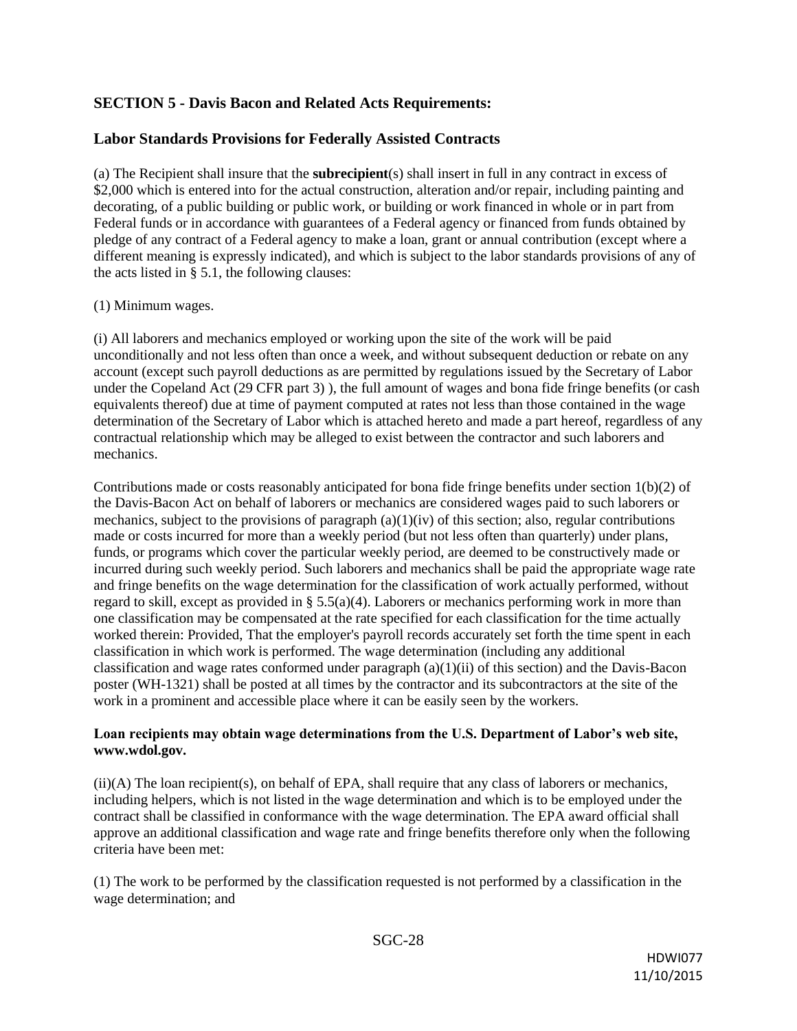## SECTION 5 - Davis Bacon and Related Acts Requirements:

## Labor Standards Provisions for Federally Assisted Contracts

(a) The Recipient shall insure that the **subrecipient**(s) shall insert in full in any contract in excess of $2,000 which is entered into for the actual construction, alteration and/or repair, including painting and decorating, of a public building or public work, or building or work financed in whole or in part from Federal funds or in accordance with guarantees of a Federal agency or financed from funds obtained by pledge of any contract of a Federal agency to make a loan, grant or annual contribution (except where a different meaning is expressly indicated), and which is subject to the labor standards provisions of any of the acts listed in § 5.1, the following clauses:

(1) Minimum wages.

(i) All laborers and mechanics employed or working upon the site of the work will be paid unconditionally and not less often than once a week, and without subsequent deduction or rebate on any account (except such payroll deductions as are permitted by regulations issued by the Secretary of Labor under the Copeland Act (29 CFR part 3) ), the full amount of wages and bona fide fringe benefits (or cash equivalents thereof) due at time of payment computed at rates not less than those contained in the wage determination of the Secretary of Labor which is attached hereto and made a part hereof, regardless of any contractual relationship which may be alleged to exist between the contractor and such laborers and mechanics.

Contributions made or costs reasonably anticipated for bona fide fringe benefits under section 1(b)(2) of the Davis-Bacon Act on behalf of laborers or mechanics are considered wages paid to such laborers or mechanics, subject to the provisions of paragraph (a)(1)(iv) of this section; also, regular contributions made or costs incurred for more than a weekly period (but not less often than quarterly) under plans, funds, or programs which cover the particular weekly period, are deemed to be constructively made or incurred during such weekly period. Such laborers and mechanics shall be paid the appropriate wage rate and fringe benefits on the wage determination for the classification of work actually performed, without regard to skill, except as provided in § 5.5(a)(4). Laborers or mechanics performing work in more than one classification may be compensated at the rate specified for each classification for the time actually worked therein: Provided, That the employer's payroll records accurately set forth the time spent in each classification in which work is performed. The wage determination (including any additional classification and wage rates conformed under paragraph (a)(1)(ii) of this section) and the Davis-Bacon poster (WH-1321) shall be posted at all times by the contractor and its subcontractors at the site of the work in a prominent and accessible place where it can be easily seen by the workers.

**Loan recipients may obtain wage determinations from the U.S. Department of Labor's web site, www.wdol.gov.**

(ii)(A) The loan recipient(s), on behalf of EPA, shall require that any class of laborers or mechanics, including helpers, which is not listed in the wage determination and which is to be employed under the contract shall be classified in conformance with the wage determination. The EPA award official shall approve an additional classification and wage rate and fringe benefits therefore only when the following criteria have been met:

(1) The work to be performed by the classification requested is not performed by a classification in the wage determination; and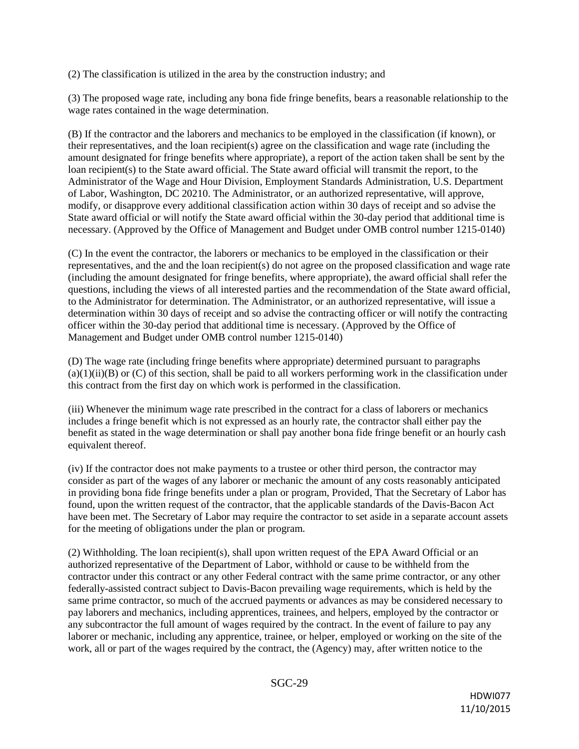(2) The classification is utilized in the area by the construction industry; and

(3) The proposed wage rate, including any bona fide fringe benefits, bears a reasonable relationship to the wage rates contained in the wage determination.

(B) If the contractor and the laborers and mechanics to be employed in the classification (if known), or their representatives, and the loan recipient(s) agree on the classification and wage rate (including the amount designated for fringe benefits where appropriate), a report of the action taken shall be sent by the loan recipient(s) to the State award official. The State award official will transmit the report, to the Administrator of the Wage and Hour Division, Employment Standards Administration, U.S. Department of Labor, Washington, DC 20210. The Administrator, or an authorized representative, will approve, modify, or disapprove every additional classification action within 30 days of receipt and so advise the State award official or will notify the State award official within the 30-day period that additional time is necessary. (Approved by the Office of Management and Budget under OMB control number 1215-0140)

(C) In the event the contractor, the laborers or mechanics to be employed in the classification or their representatives, and the and the loan recipient(s) do not agree on the proposed classification and wage rate (including the amount designated for fringe benefits, where appropriate), the award official shall refer the questions, including the views of all interested parties and the recommendation of the State award official, to the Administrator for determination. The Administrator, or an authorized representative, will issue a determination within 30 days of receipt and so advise the contracting officer or will notify the contracting officer within the 30-day period that additional time is necessary. (Approved by the Office of Management and Budget under OMB control number 1215-0140)

(D) The wage rate (including fringe benefits where appropriate) determined pursuant to paragraphs (a)(1)(ii)(B) or (C) of this section, shall be paid to all workers performing work in the classification under this contract from the first day on which work is performed in the classification.

(iii) Whenever the minimum wage rate prescribed in the contract for a class of laborers or mechanics includes a fringe benefit which is not expressed as an hourly rate, the contractor shall either pay the benefit as stated in the wage determination or shall pay another bona fide fringe benefit or an hourly cash equivalent thereof.

(iv) If the contractor does not make payments to a trustee or other third person, the contractor may consider as part of the wages of any laborer or mechanic the amount of any costs reasonably anticipated in providing bona fide fringe benefits under a plan or program, Provided, That the Secretary of Labor has found, upon the written request of the contractor, that the applicable standards of the Davis-Bacon Act have been met. The Secretary of Labor may require the contractor to set aside in a separate account assets for the meeting of obligations under the plan or program.

(2) Withholding. The loan recipient(s), shall upon written request of the EPA Award Official or an authorized representative of the Department of Labor, withhold or cause to be withheld from the contractor under this contract or any other Federal contract with the same prime contractor, or any other federally-assisted contract subject to Davis-Bacon prevailing wage requirements, which is held by the same prime contractor, so much of the accrued payments or advances as may be considered necessary to pay laborers and mechanics, including apprentices, trainees, and helpers, employed by the contractor or any subcontractor the full amount of wages required by the contract. In the event of failure to pay any laborer or mechanic, including any apprentice, trainee, or helper, employed or working on the site of the work, all or part of the wages required by the contract, the (Agency) may, after written notice to the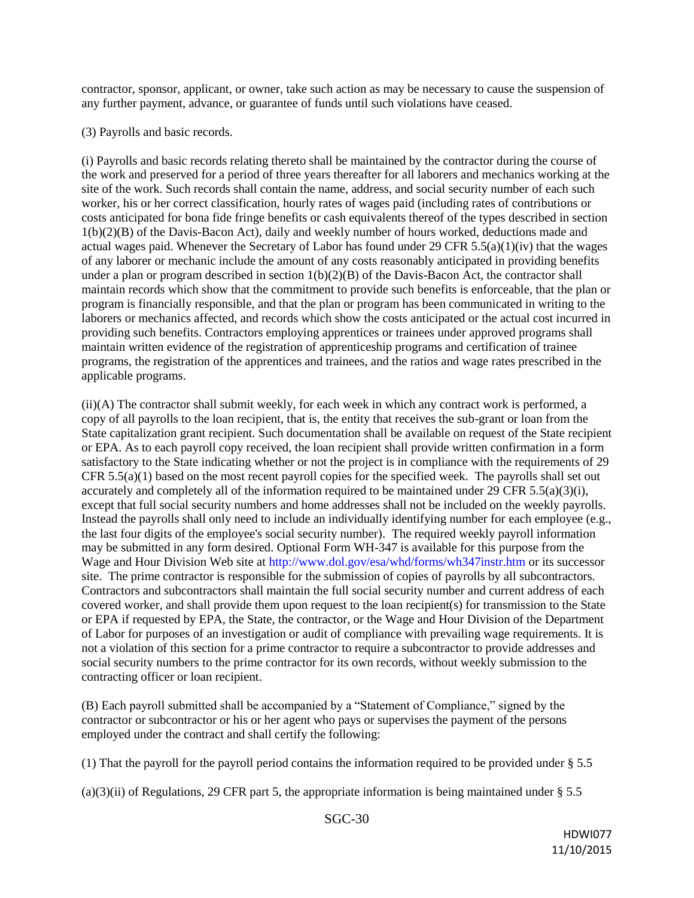contractor, sponsor, applicant, or owner, take such action as may be necessary to cause the suspension of any further payment, advance, or guarantee of funds until such violations have ceased.

(3) Payrolls and basic records.

(i) Payrolls and basic records relating thereto shall be maintained by the contractor during the course of the work and preserved for a period of three years thereafter for all laborers and mechanics working at the site of the work. Such records shall contain the name, address, and social security number of each such worker, his or her correct classification, hourly rates of wages paid (including rates of contributions or costs anticipated for bona fide fringe benefits or cash equivalents thereof of the types described in section 1(b)(2)(B) of the Davis-Bacon Act), daily and weekly number of hours worked, deductions made and actual wages paid. Whenever the Secretary of Labor has found under 29 CFR 5.5(a)(1)(iv) that the wages of any laborer or mechanic include the amount of any costs reasonably anticipated in providing benefits under a plan or program described in section 1(b)(2)(B) of the Davis-Bacon Act, the contractor shall maintain records which show that the commitment to provide such benefits is enforceable, that the plan or program is financially responsible, and that the plan or program has been communicated in writing to the laborers or mechanics affected, and records which show the costs anticipated or the actual cost incurred in providing such benefits. Contractors employing apprentices or trainees under approved programs shall maintain written evidence of the registration of apprenticeship programs and certification of trainee programs, the registration of the apprentices and trainees, and the ratios and wage rates prescribed in the applicable programs.

(ii)(A) The contractor shall submit weekly, for each week in which any contract work is performed, a copy of all payrolls to the loan recipient, that is, the entity that receives the sub-grant or loan from the State capitalization grant recipient. Such documentation shall be available on request of the State recipient or EPA. As to each payroll copy received, the loan recipient shall provide written confirmation in a form satisfactory to the State indicating whether or not the project is in compliance with the requirements of 29 CFR 5.5(a)(1) based on the most recent payroll copies for the specified week. The payrolls shall set out accurately and completely all of the information required to be maintained under 29 CFR 5.5(a)(3)(i), except that full social security numbers and home addresses shall not be included on the weekly payrolls. Instead the payrolls shall only need to include an individually identifying number for each employee (e.g., the last four digits of the employee's social security number). The required weekly payroll information may be submitted in any form desired. Optional Form WH-347 is available for this purpose from the Wage and Hour Division Web site at http://www.dol.gov/esa/whd/forms/wh347instr.htm or its successor site. The prime contractor is responsible for the submission of copies of payrolls by all subcontractors. Contractors and subcontractors shall maintain the full social security number and current address of each covered worker, and shall provide them upon request to the loan recipient(s) for transmission to the State or EPA if requested by EPA, the State, the contractor, or the Wage and Hour Division of the Department of Labor for purposes of an investigation or audit of compliance with prevailing wage requirements. It is not a violation of this section for a prime contractor to require a subcontractor to provide addresses and social security numbers to the prime contractor for its own records, without weekly submission to the contracting officer or loan recipient.

(B) Each payroll submitted shall be accompanied by a "Statement of Compliance," signed by the contractor or subcontractor or his or her agent who pays or supervises the payment of the persons employed under the contract and shall certify the following:

(1) That the payroll for the payroll period contains the information required to be provided under § 5.5

(a)(3)(ii) of Regulations, 29 CFR part 5, the appropriate information is being maintained under § 5.5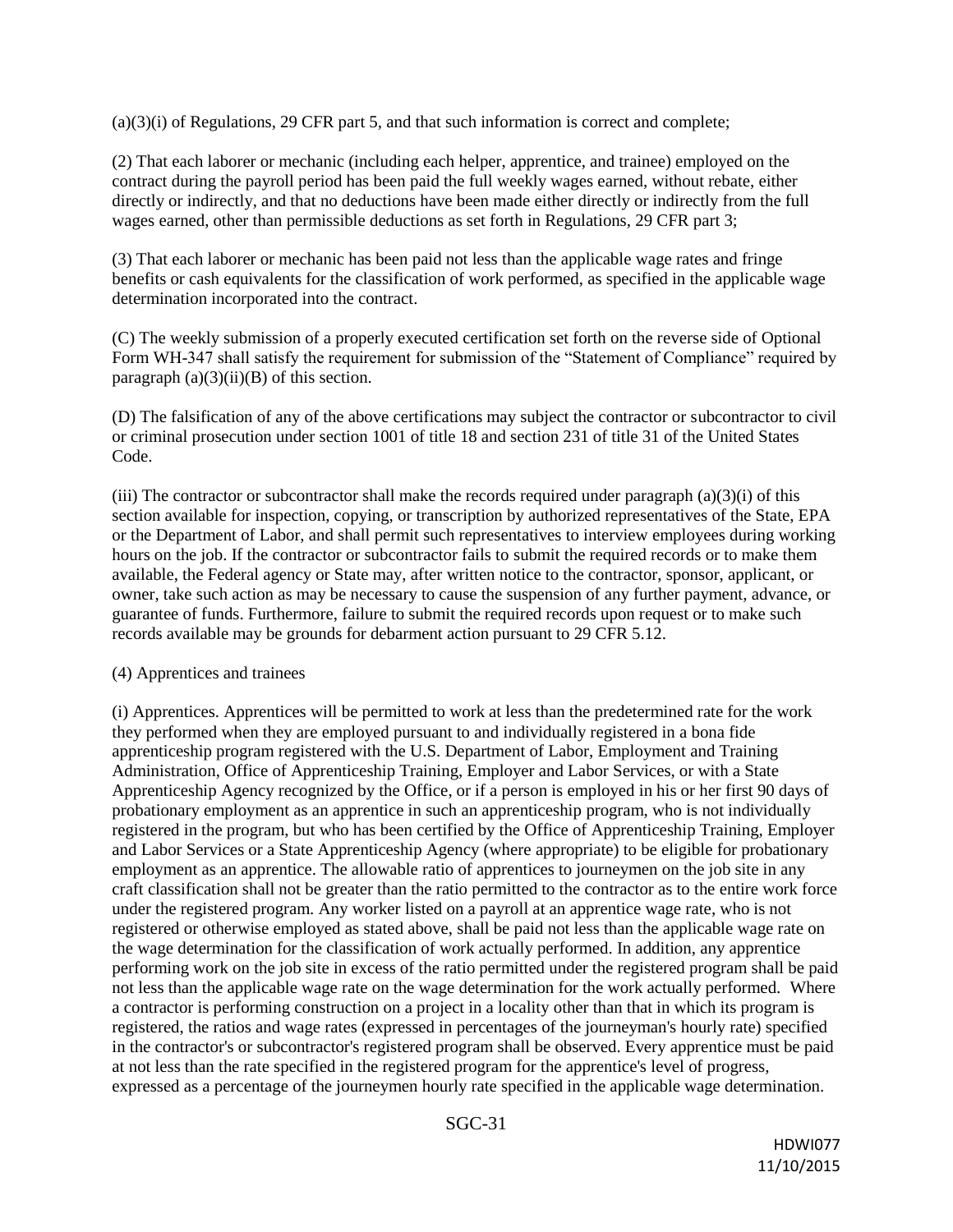(a)(3)(i) of Regulations, 29 CFR part 5, and that such information is correct and complete;

(2) That each laborer or mechanic (including each helper, apprentice, and trainee) employed on the contract during the payroll period has been paid the full weekly wages earned, without rebate, either directly or indirectly, and that no deductions have been made either directly or indirectly from the full wages earned, other than permissible deductions as set forth in Regulations, 29 CFR part 3;

(3) That each laborer or mechanic has been paid not less than the applicable wage rates and fringe benefits or cash equivalents for the classification of work performed, as specified in the applicable wage determination incorporated into the contract.

(C) The weekly submission of a properly executed certification set forth on the reverse side of Optional Form WH-347 shall satisfy the requirement for submission of the "Statement of Compliance" required by paragraph (a)(3)(ii)(B) of this section.

(D) The falsification of any of the above certifications may subject the contractor or subcontractor to civil or criminal prosecution under section 1001 of title 18 and section 231 of title 31 of the United States Code.

(iii) The contractor or subcontractor shall make the records required under paragraph (a)(3)(i) of this section available for inspection, copying, or transcription by authorized representatives of the State, EPA or the Department of Labor, and shall permit such representatives to interview employees during working hours on the job. If the contractor or subcontractor fails to submit the required records or to make them available, the Federal agency or State may, after written notice to the contractor, sponsor, applicant, or owner, take such action as may be necessary to cause the suspension of any further payment, advance, or guarantee of funds. Furthermore, failure to submit the required records upon request or to make such records available may be grounds for debarment action pursuant to 29 CFR 5.12.

(4) Apprentices and trainees

(i) Apprentices. Apprentices will be permitted to work at less than the predetermined rate for the work they performed when they are employed pursuant to and individually registered in a bona fide apprenticeship program registered with the U.S. Department of Labor, Employment and Training Administration, Office of Apprenticeship Training, Employer and Labor Services, or with a State Apprenticeship Agency recognized by the Office, or if a person is employed in his or her first 90 days of probationary employment as an apprentice in such an apprenticeship program, who is not individually registered in the program, but who has been certified by the Office of Apprenticeship Training, Employer and Labor Services or a State Apprenticeship Agency (where appropriate) to be eligible for probationary employment as an apprentice. The allowable ratio of apprentices to journeymen on the job site in any craft classification shall not be greater than the ratio permitted to the contractor as to the entire work force under the registered program. Any worker listed on a payroll at an apprentice wage rate, who is not registered or otherwise employed as stated above, shall be paid not less than the applicable wage rate on the wage determination for the classification of work actually performed. In addition, any apprentice performing work on the job site in excess of the ratio permitted under the registered program shall be paid not less than the applicable wage rate on the wage determination for the work actually performed. Where a contractor is performing construction on a project in a locality other than that in which its program is registered, the ratios and wage rates (expressed in percentages of the journeyman's hourly rate) specified in the contractor's or subcontractor's registered program shall be observed. Every apprentice must be paid at not less than the rate specified in the registered program for the apprentice's level of progress, expressed as a percentage of the journeymen hourly rate specified in the applicable wage determination.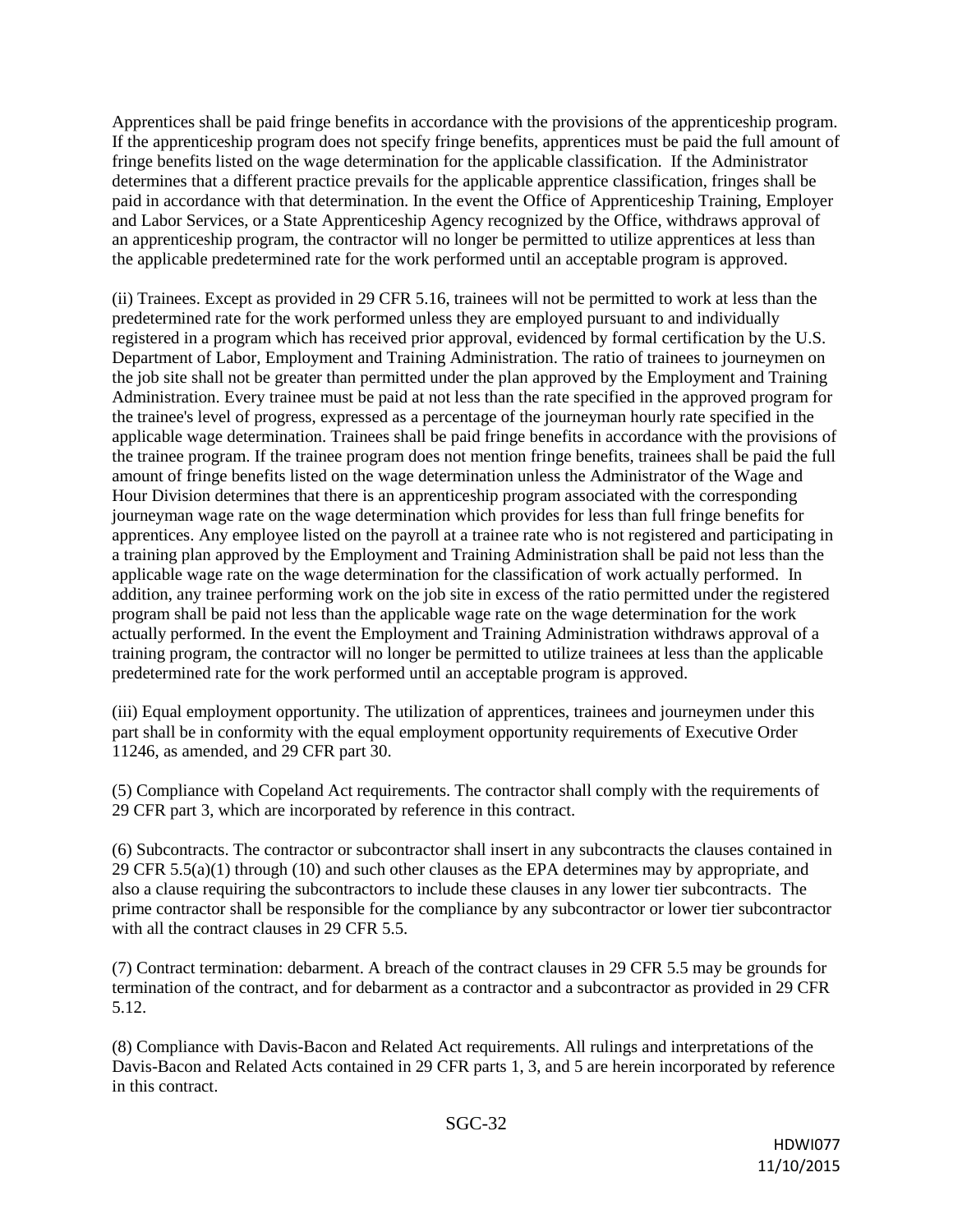Apprentices shall be paid fringe benefits in accordance with the provisions of the apprenticeship program. If the apprenticeship program does not specify fringe benefits, apprentices must be paid the full amount of fringe benefits listed on the wage determination for the applicable classification. If the Administrator determines that a different practice prevails for the applicable apprentice classification, fringes shall be paid in accordance with that determination. In the event the Office of Apprenticeship Training, Employer and Labor Services, or a State Apprenticeship Agency recognized by the Office, withdraws approval of an apprenticeship program, the contractor will no longer be permitted to utilize apprentices at less than the applicable predetermined rate for the work performed until an acceptable program is approved.

(ii) Trainees. Except as provided in 29 CFR 5.16, trainees will not be permitted to work at less than the predetermined rate for the work performed unless they are employed pursuant to and individually registered in a program which has received prior approval, evidenced by formal certification by the U.S. Department of Labor, Employment and Training Administration. The ratio of trainees to journeymen on the job site shall not be greater than permitted under the plan approved by the Employment and Training Administration. Every trainee must be paid at not less than the rate specified in the approved program for the trainee's level of progress, expressed as a percentage of the journeyman hourly rate specified in the applicable wage determination. Trainees shall be paid fringe benefits in accordance with the provisions of the trainee program. If the trainee program does not mention fringe benefits, trainees shall be paid the full amount of fringe benefits listed on the wage determination unless the Administrator of the Wage and Hour Division determines that there is an apprenticeship program associated with the corresponding journeyman wage rate on the wage determination which provides for less than full fringe benefits for apprentices. Any employee listed on the payroll at a trainee rate who is not registered and participating in a training plan approved by the Employment and Training Administration shall be paid not less than the applicable wage rate on the wage determination for the classification of work actually performed. In addition, any trainee performing work on the job site in excess of the ratio permitted under the registered program shall be paid not less than the applicable wage rate on the wage determination for the work actually performed. In the event the Employment and Training Administration withdraws approval of a training program, the contractor will no longer be permitted to utilize trainees at less than the applicable predetermined rate for the work performed until an acceptable program is approved.

(iii) Equal employment opportunity. The utilization of apprentices, trainees and journeymen under this part shall be in conformity with the equal employment opportunity requirements of Executive Order 11246, as amended, and 29 CFR part 30.

(5) Compliance with Copeland Act requirements. The contractor shall comply with the requirements of 29 CFR part 3, which are incorporated by reference in this contract.

(6) Subcontracts. The contractor or subcontractor shall insert in any subcontracts the clauses contained in 29 CFR 5.5(a)(1) through (10) and such other clauses as the EPA determines may by appropriate, and also a clause requiring the subcontractors to include these clauses in any lower tier subcontracts. The prime contractor shall be responsible for the compliance by any subcontractor or lower tier subcontractor with all the contract clauses in 29 CFR 5.5.

(7) Contract termination: debarment. A breach of the contract clauses in 29 CFR 5.5 may be grounds for termination of the contract, and for debarment as a contractor and a subcontractor as provided in 29 CFR 5.12.

(8) Compliance with Davis-Bacon and Related Act requirements. All rulings and interpretations of the Davis-Bacon and Related Acts contained in 29 CFR parts 1, 3, and 5 are herein incorporated by reference in this contract.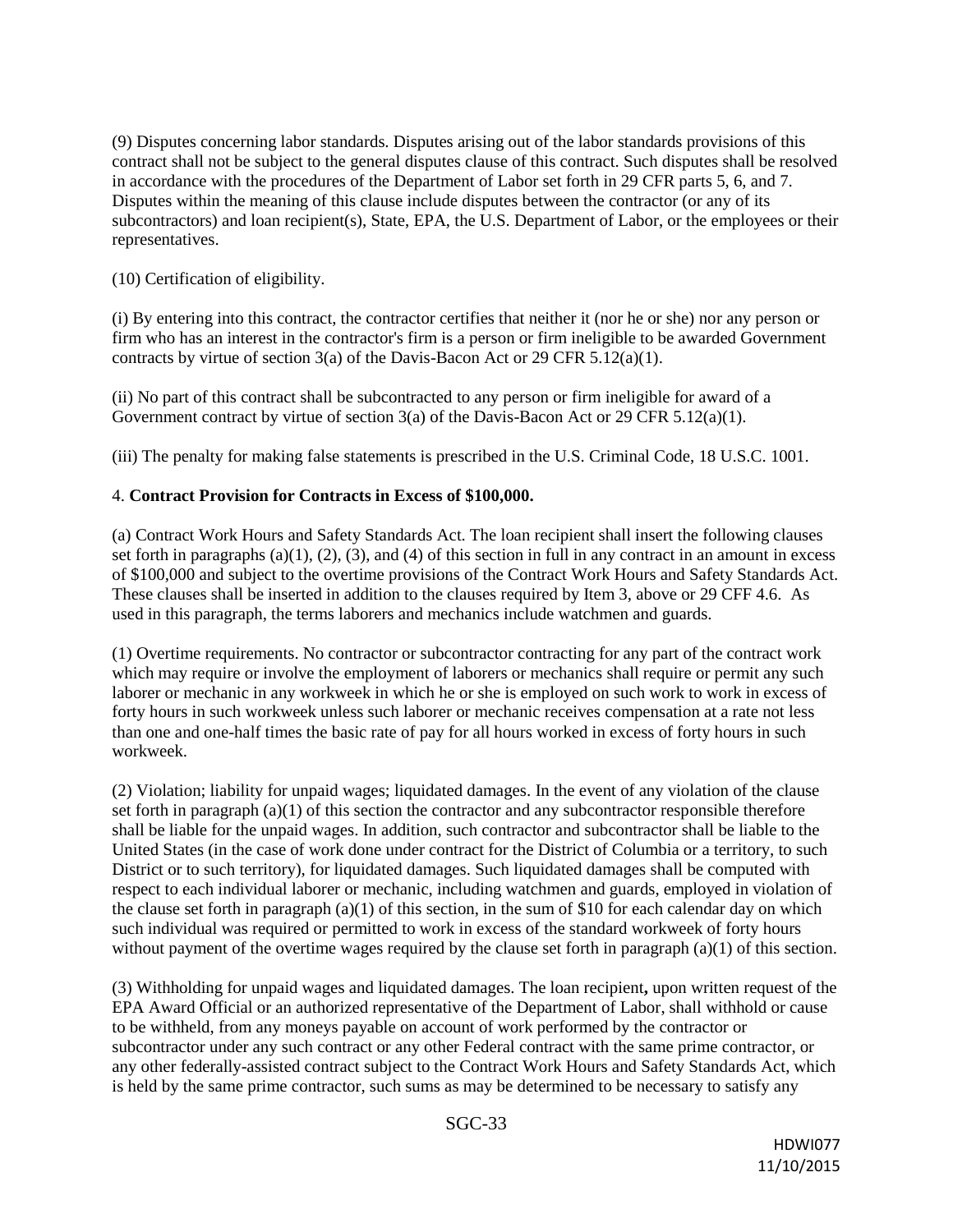(9) Disputes concerning labor standards. Disputes arising out of the labor standards provisions of this contract shall not be subject to the general disputes clause of this contract. Such disputes shall be resolved in accordance with the procedures of the Department of Labor set forth in 29 CFR parts 5, 6, and 7. Disputes within the meaning of this clause include disputes between the contractor (or any of its subcontractors) and loan recipient(s), State, EPA, the U.S. Department of Labor, or the employees or their representatives.

(10) Certification of eligibility.

(i) By entering into this contract, the contractor certifies that neither it (nor he or she) nor any person or firm who has an interest in the contractor's firm is a person or firm ineligible to be awarded Government contracts by virtue of section 3(a) of the Davis-Bacon Act or 29 CFR 5.12(a)(1).

(ii) No part of this contract shall be subcontracted to any person or firm ineligible for award of a Government contract by virtue of section 3(a) of the Davis-Bacon Act or 29 CFR 5.12(a)(1).

(iii) The penalty for making false statements is prescribed in the U.S. Criminal Code, 18 U.S.C. 1001.

4. **Contract Provision for Contracts in Excess of $100,000.**

(a) Contract Work Hours and Safety Standards Act. The loan recipient shall insert the following clauses set forth in paragraphs (a)(1), (2), (3), and (4) of this section in full in any contract in an amount in excess of $100,000 and subject to the overtime provisions of the Contract Work Hours and Safety Standards Act. These clauses shall be inserted in addition to the clauses required by Item 3, above or 29 CFF 4.6. As used in this paragraph, the terms laborers and mechanics include watchmen and guards.

(1) Overtime requirements. No contractor or subcontractor contracting for any part of the contract work which may require or involve the employment of laborers or mechanics shall require or permit any such laborer or mechanic in any workweek in which he or she is employed on such work to work in excess of forty hours in such workweek unless such laborer or mechanic receives compensation at a rate not less than one and one-half times the basic rate of pay for all hours worked in excess of forty hours in such workweek.

(2) Violation; liability for unpaid wages; liquidated damages. In the event of any violation of the clause set forth in paragraph (a)(1) of this section the contractor and any subcontractor responsible therefore shall be liable for the unpaid wages. In addition, such contractor and subcontractor shall be liable to the United States (in the case of work done under contract for the District of Columbia or a territory, to such District or to such territory), for liquidated damages. Such liquidated damages shall be computed with respect to each individual laborer or mechanic, including watchmen and guards, employed in violation of the clause set forth in paragraph (a)(1) of this section, in the sum of $10 for each calendar day on which such individual was required or permitted to work in excess of the standard workweek of forty hours without payment of the overtime wages required by the clause set forth in paragraph (a)(1) of this section.

(3) Withholding for unpaid wages and liquidated damages. The loan recipient**,** upon written request of the EPA Award Official or an authorized representative of the Department of Labor, shall withhold or cause to be withheld, from any moneys payable on account of work performed by the contractor or subcontractor under any such contract or any other Federal contract with the same prime contractor, or any other federally-assisted contract subject to the Contract Work Hours and Safety Standards Act, which is held by the same prime contractor, such sums as may be determined to be necessary to satisfy any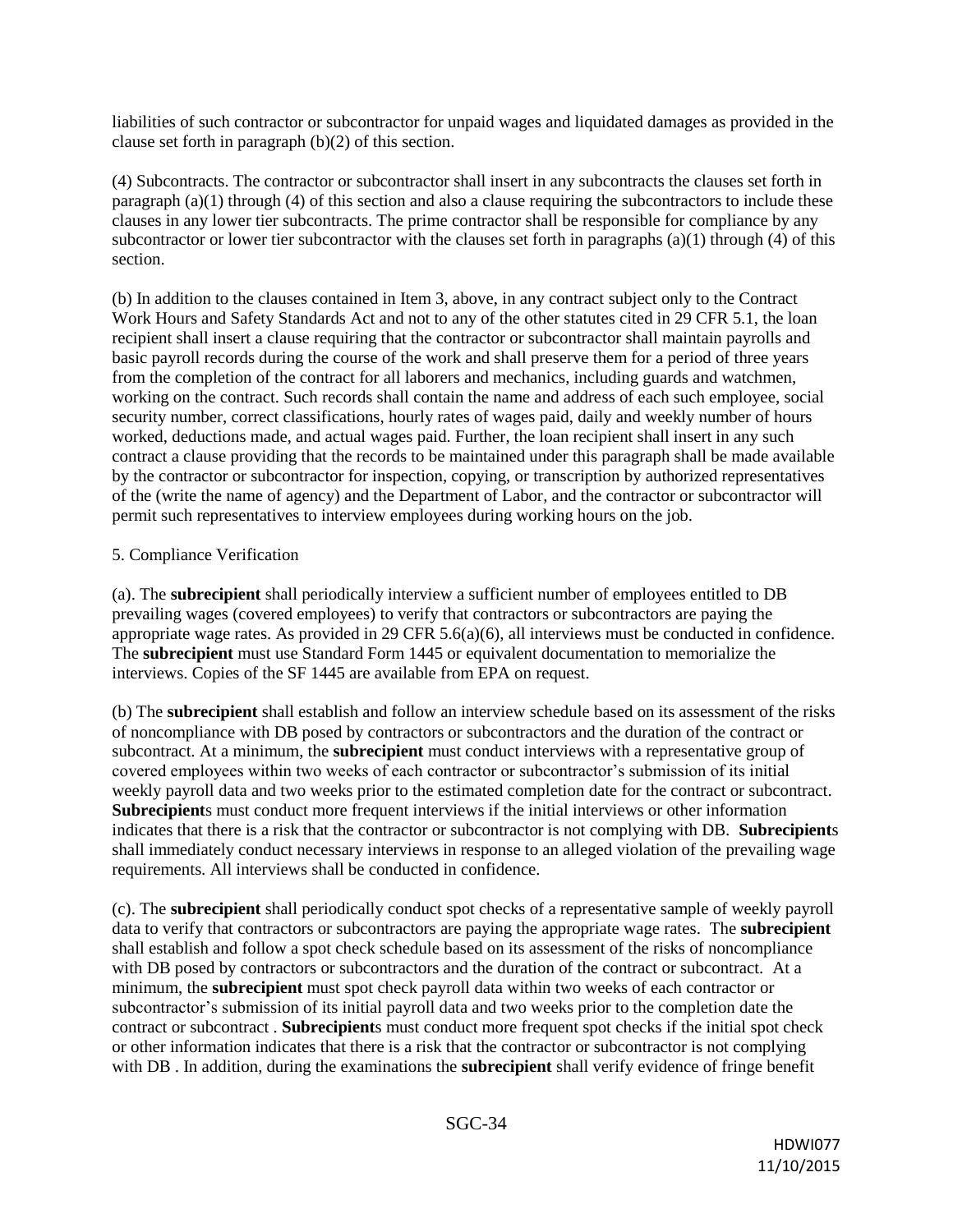liabilities of such contractor or subcontractor for unpaid wages and liquidated damages as provided in the clause set forth in paragraph (b)(2) of this section.

(4) Subcontracts. The contractor or subcontractor shall insert in any subcontracts the clauses set forth in paragraph (a)(1) through (4) of this section and also a clause requiring the subcontractors to include these clauses in any lower tier subcontracts. The prime contractor shall be responsible for compliance by any subcontractor or lower tier subcontractor with the clauses set forth in paragraphs (a)(1) through (4) of this section.

(b) In addition to the clauses contained in Item 3, above, in any contract subject only to the Contract Work Hours and Safety Standards Act and not to any of the other statutes cited in 29 CFR 5.1, the loan recipient shall insert a clause requiring that the contractor or subcontractor shall maintain payrolls and basic payroll records during the course of the work and shall preserve them for a period of three years from the completion of the contract for all laborers and mechanics, including guards and watchmen, working on the contract. Such records shall contain the name and address of each such employee, social security number, correct classifications, hourly rates of wages paid, daily and weekly number of hours worked, deductions made, and actual wages paid. Further, the loan recipient shall insert in any such contract a clause providing that the records to be maintained under this paragraph shall be made available by the contractor or subcontractor for inspection, copying, or transcription by authorized representatives of the (write the name of agency) and the Department of Labor, and the contractor or subcontractor will permit such representatives to interview employees during working hours on the job.

5. Compliance Verification

(a). The **subrecipient** shall periodically interview a sufficient number of employees entitled to DB prevailing wages (covered employees) to verify that contractors or subcontractors are paying the appropriate wage rates. As provided in 29 CFR 5.6(a)(6), all interviews must be conducted in confidence. The **subrecipient** must use Standard Form 1445 or equivalent documentation to memorialize the interviews. Copies of the SF 1445 are available from EPA on request.

(b) The **subrecipient** shall establish and follow an interview schedule based on its assessment of the risks of noncompliance with DB posed by contractors or subcontractors and the duration of the contract or subcontract. At a minimum, the **subrecipient** must conduct interviews with a representative group of covered employees within two weeks of each contractor or subcontractor's submission of its initial weekly payroll data and two weeks prior to the estimated completion date for the contract or subcontract. **Subrecipient**s must conduct more frequent interviews if the initial interviews or other information indicates that there is a risk that the contractor or subcontractor is not complying with DB. **Subrecipient**s shall immediately conduct necessary interviews in response to an alleged violation of the prevailing wage requirements. All interviews shall be conducted in confidence.

(c). The **subrecipient** shall periodically conduct spot checks of a representative sample of weekly payroll data to verify that contractors or subcontractors are paying the appropriate wage rates. The **subrecipient** shall establish and follow a spot check schedule based on its assessment of the risks of noncompliance with DB posed by contractors or subcontractors and the duration of the contract or subcontract. At a minimum, the **subrecipient** must spot check payroll data within two weeks of each contractor or subcontractor's submission of its initial payroll data and two weeks prior to the completion date the contract or subcontract . **Subrecipient**s must conduct more frequent spot checks if the initial spot check or other information indicates that there is a risk that the contractor or subcontractor is not complying with DB . In addition, during the examinations the **subrecipient** shall verify evidence of fringe benefit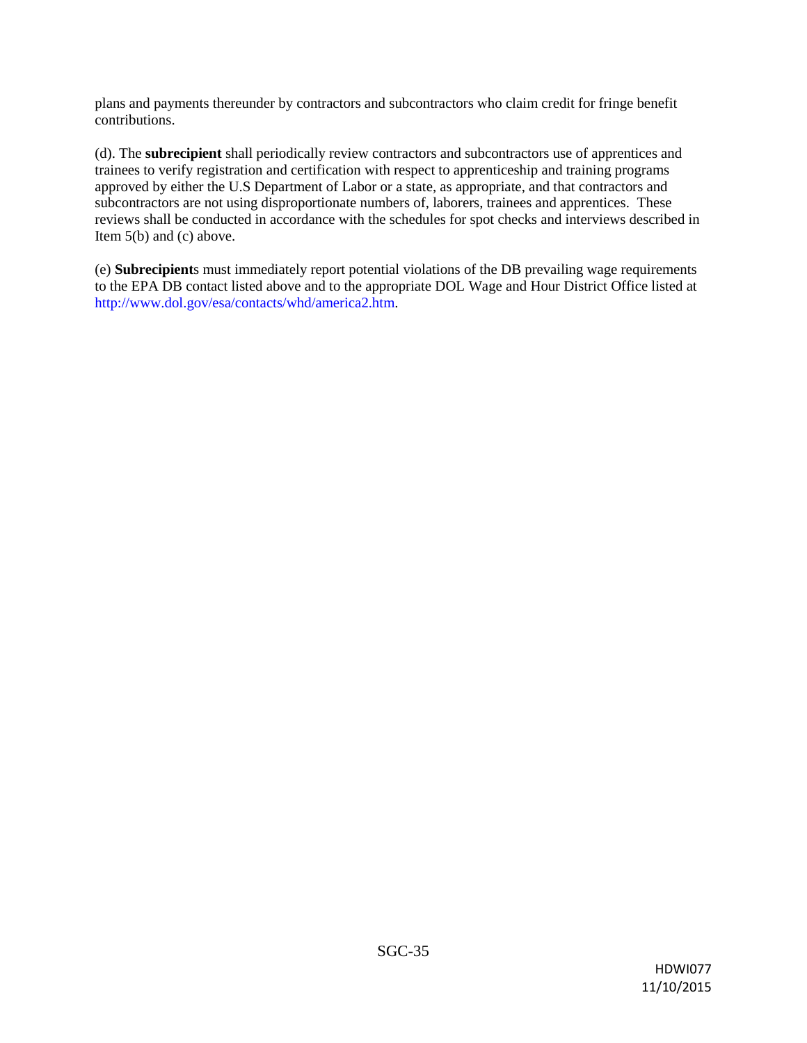plans and payments thereunder by contractors and subcontractors who claim credit for fringe benefit contributions.

(d). The **subrecipient** shall periodically review contractors and subcontractors use of apprentices and trainees to verify registration and certification with respect to apprenticeship and training programs approved by either the U.S Department of Labor or a state, as appropriate, and that contractors and subcontractors are not using disproportionate numbers of, laborers, trainees and apprentices. These reviews shall be conducted in accordance with the schedules for spot checks and interviews described in Item 5(b) and (c) above.

(e) **Subrecipient**s must immediately report potential violations of the DB prevailing wage requirements to the EPA DB contact listed above and to the appropriate DOL Wage and Hour District Office listed at http://www.dol.gov/esa/contacts/whd/america2.htm.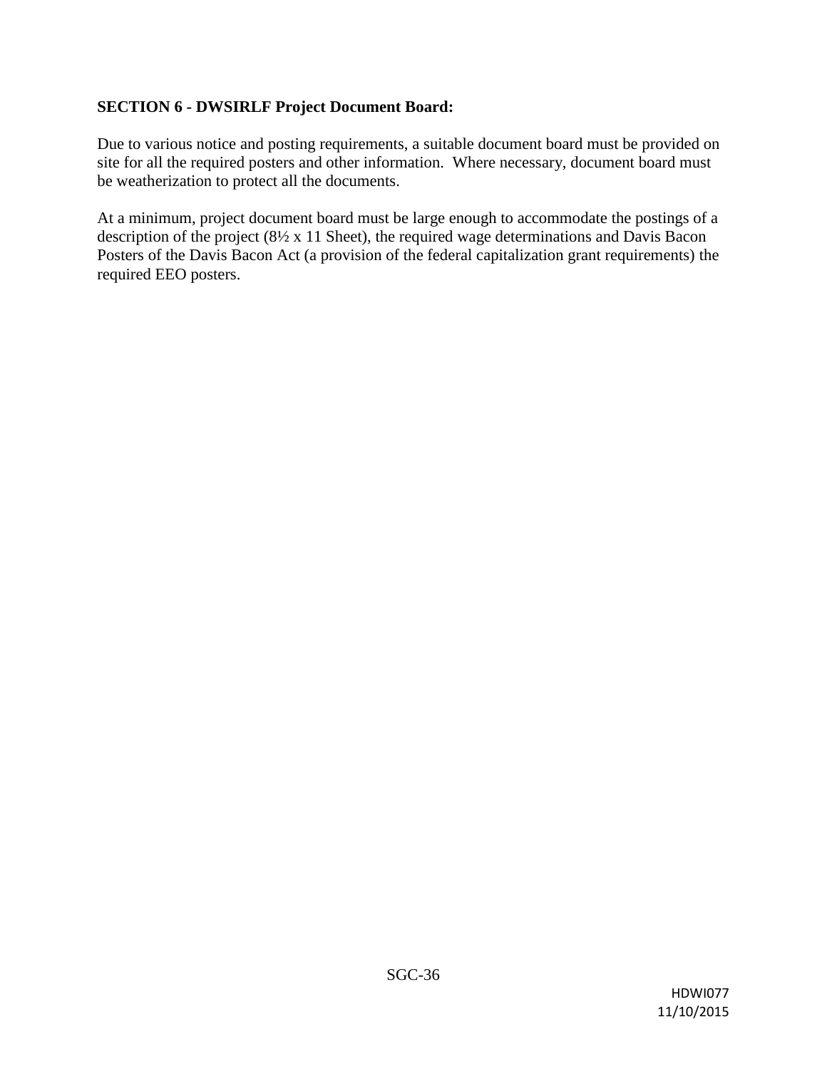**SECTION 6 - DWSIRLF Project Document Board:**

Due to various notice and posting requirements, a suitable document board must be provided on site for all the required posters and other information. Where necessary, document board must be weatherization to protect all the documents.

At a minimum, project document board must be large enough to accommodate the postings of a description of the project (8½ x 11 Sheet), the required wage determinations and Davis Bacon Posters of the Davis Bacon Act (a provision of the federal capitalization grant requirements) the required EEO posters.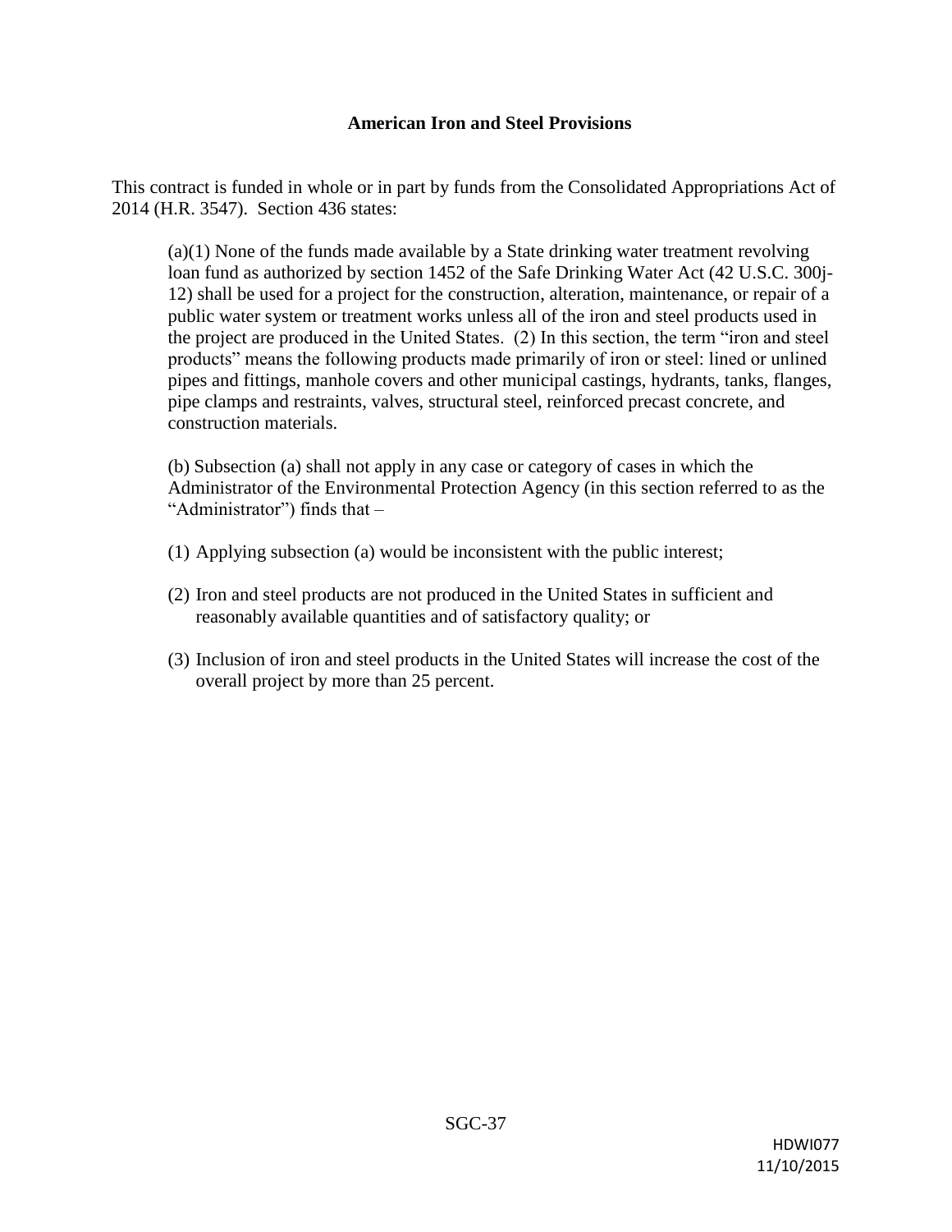**American Iron and Steel Provisions**

This contract is funded in whole or in part by funds from the Consolidated Appropriations Act of 2014 (H.R. 3547). Section 436 states:

> (a)(1) None of the funds made available by a State drinking water treatment revolving loan fund as authorized by section 1452 of the Safe Drinking Water Act (42 U.S.C. 300j-12) shall be used for a project for the construction, alteration, maintenance, or repair of a public water system or treatment works unless all of the iron and steel products used in the project are produced in the United States. (2) In this section, the term "iron and steel products" means the following products made primarily of iron or steel: lined or unlined pipes and fittings, manhole covers and other municipal castings, hydrants, tanks, flanges, pipe clamps and restraints, valves, structural steel, reinforced precast concrete, and construction materials.
>
> (b) Subsection (a) shall not apply in any case or category of cases in which the Administrator of the Environmental Protection Agency (in this section referred to as the "Administrator") finds that –
>
> (1) Applying subsection (a) would be inconsistent with the public interest;
>
> (2) Iron and steel products are not produced in the United States in sufficient and reasonably available quantities and of satisfactory quality; or
>
> (3) Inclusion of iron and steel products in the United States will increase the cost of the overall project by more than 25 percent.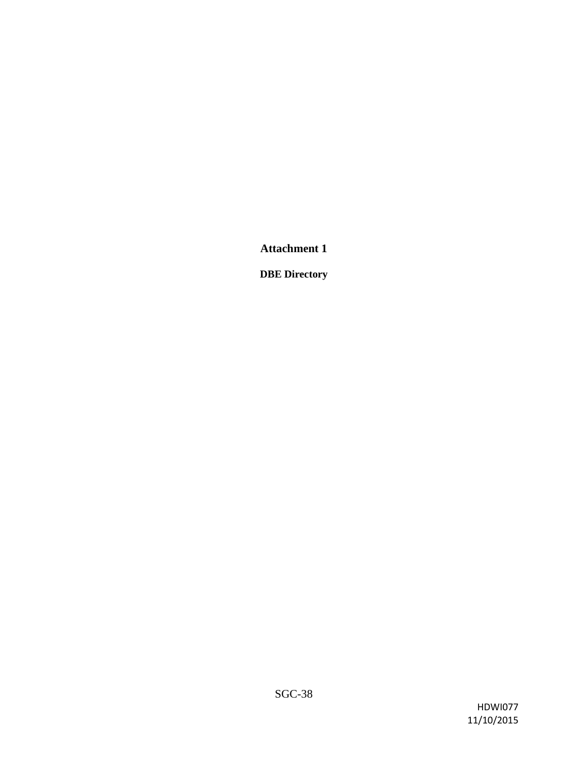**Attachment 1**

**DBE Directory**